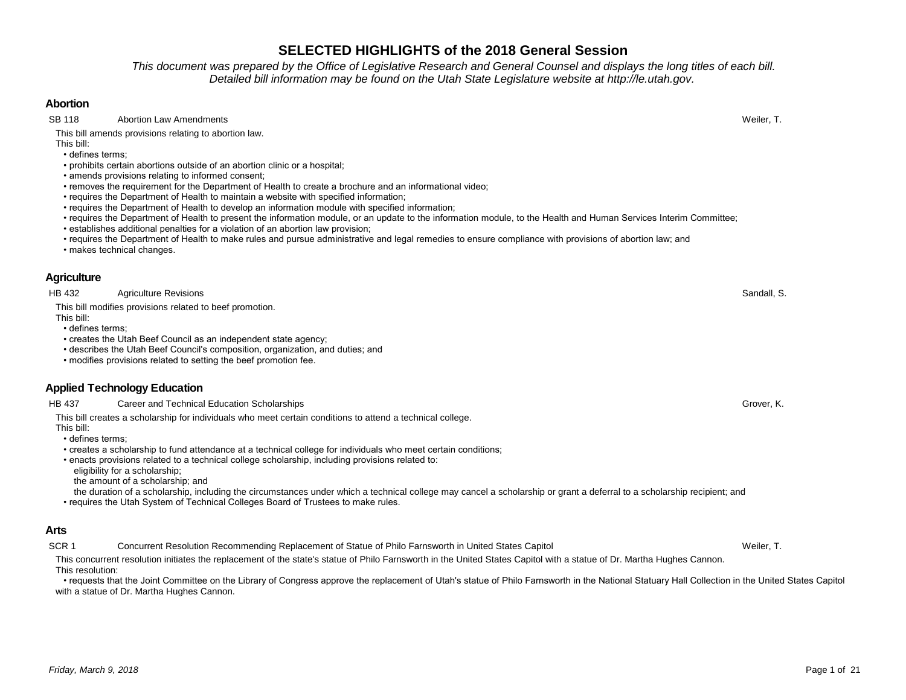# SELECTED HIGHLIGHTS of the 2018 General Session

*This document was prepared by the Office of Legislative Research and General Counsel and displays the long titles of each bill. Detailed bill information may be found on the Utah State Legislature website at http://le.utah.gov.*

## Abortion

**SB 118** Abortion Law Amendments — Weiler, T.

This bill amends provisions relating to abortion law.

This bill:

- defines terms;
- prohibits certain abortions outside of an abortion clinic or a hospital;
- amends provisions relating to informed consent;
- removes the requirement for the Department of Health to create a brochure and an informational video;
- requires the Department of Health to maintain a website with specified information;
- requires the Department of Health to develop an information module with specified information;
- requires the Department of Health to present the information module, or an update to the information module, to the Health and Human Services Interim Committee;
- establishes additional penalties for a violation of an abortion law provision;
- requires the Department of Health to make rules and pursue administrative and legal remedies to ensure compliance with provisions of abortion law; and
- makes technical changes.

## Agriculture

**HB 432** Agriculture Revisions — Sandall, S.

This bill modifies provisions related to beef promotion.

This bill:

- defines terms;
- creates the Utah Beef Council as an independent state agency;
- describes the Utah Beef Council's composition, organization, and duties; and
- modifies provisions related to setting the beef promotion fee.

## Applied Technology Education

**HB 437** Career and Technical Education Scholarships — Grover, K.

This bill creates a scholarship for individuals who meet certain conditions to attend a technical college.

This bill:

- defines terms;
- creates a scholarship to fund attendance at a technical college for individuals who meet certain conditions;
- enacts provisions related to a technical college scholarship, including provisions related to:
  - eligibility for a scholarship;
  - the amount of a scholarship; and
  - the duration of a scholarship, including the circumstances under which a technical college may cancel a scholarship or grant a deferral to a scholarship recipient; and
- requires the Utah System of Technical Colleges Board of Trustees to make rules.

## Arts

**SCR 1** Concurrent Resolution Recommending Replacement of Statue of Philo Farnsworth in United States Capitol — Weiler, T.

This concurrent resolution initiates the replacement of the state's statue of Philo Farnsworth in the United States Capitol with a statue of Dr. Martha Hughes Cannon.

This resolution:

- requests that the Joint Committee on the Library of Congress approve the replacement of Utah's statue of Philo Farnsworth in the National Statuary Hall Collection in the United States Capitol with a statue of Dr. Martha Hughes Cannon.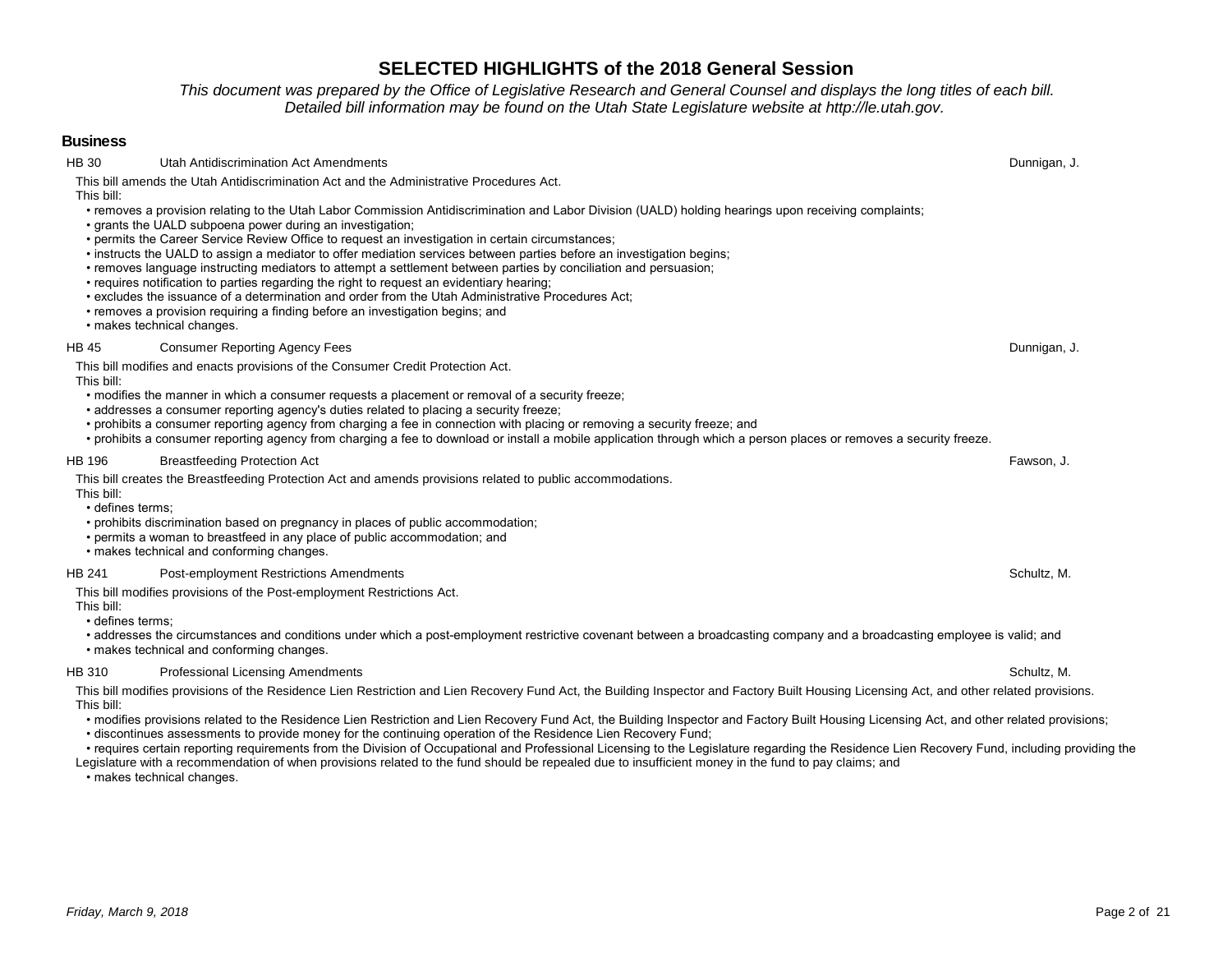# SELECTED HIGHLIGHTS of the 2018 General Session

*This document was prepared by the Office of Legislative Research and General Counsel and displays the long titles of each bill. Detailed bill information may be found on the Utah State Legislature website at http://le.utah.gov.*

## Business

**HB 30** Utah Antidiscrimination Act Amendments — Dunnigan, J.

This bill amends the Utah Antidiscrimination Act and the Administrative Procedures Act.

This bill:

- removes a provision relating to the Utah Labor Commission Antidiscrimination and Labor Division (UALD) holding hearings upon receiving complaints;
- grants the UALD subpoena power during an investigation;
- permits the Career Service Review Office to request an investigation in certain circumstances;
- instructs the UALD to assign a mediator to offer mediation services between parties before an investigation begins;
- removes language instructing mediators to attempt a settlement between parties by conciliation and persuasion;
- requires notification to parties regarding the right to request an evidentiary hearing;
- excludes the issuance of a determination and order from the Utah Administrative Procedures Act;
- removes a provision requiring a finding before an investigation begins; and
- makes technical changes.

**HB 45** Consumer Reporting Agency Fees — Dunnigan, J.

This bill modifies and enacts provisions of the Consumer Credit Protection Act.

This bill:

- modifies the manner in which a consumer requests a placement or removal of a security freeze;
- addresses a consumer reporting agency's duties related to placing a security freeze;
- prohibits a consumer reporting agency from charging a fee in connection with placing or removing a security freeze; and
- prohibits a consumer reporting agency from charging a fee to download or install a mobile application through which a person places or removes a security freeze.

**HB 196** Breastfeeding Protection Act — Fawson, J.

This bill creates the Breastfeeding Protection Act and amends provisions related to public accommodations.

This bill:

- defines terms;
- prohibits discrimination based on pregnancy in places of public accommodation;
- permits a woman to breastfeed in any place of public accommodation; and
- makes technical and conforming changes.

**HB 241** Post-employment Restrictions Amendments — Schultz, M.

This bill modifies provisions of the Post-employment Restrictions Act.

This bill:

- defines terms;
- addresses the circumstances and conditions under which a post-employment restrictive covenant between a broadcasting company and a broadcasting employee is valid; and
- makes technical and conforming changes.

**HB 310** Professional Licensing Amendments — Schultz, M.

This bill modifies provisions of the Residence Lien Restriction and Lien Recovery Fund Act, the Building Inspector and Factory Built Housing Licensing Act, and other related provisions.

This bill:

- modifies provisions related to the Residence Lien Restriction and Lien Recovery Fund Act, the Building Inspector and Factory Built Housing Licensing Act, and other related provisions;
- discontinues assessments to provide money for the continuing operation of the Residence Lien Recovery Fund;
- requires certain reporting requirements from the Division of Occupational and Professional Licensing to the Legislature regarding the Residence Lien Recovery Fund, including providing the Legislature with a recommendation of when provisions related to the fund should be repealed due to insufficient money in the fund to pay claims; and
- makes technical changes.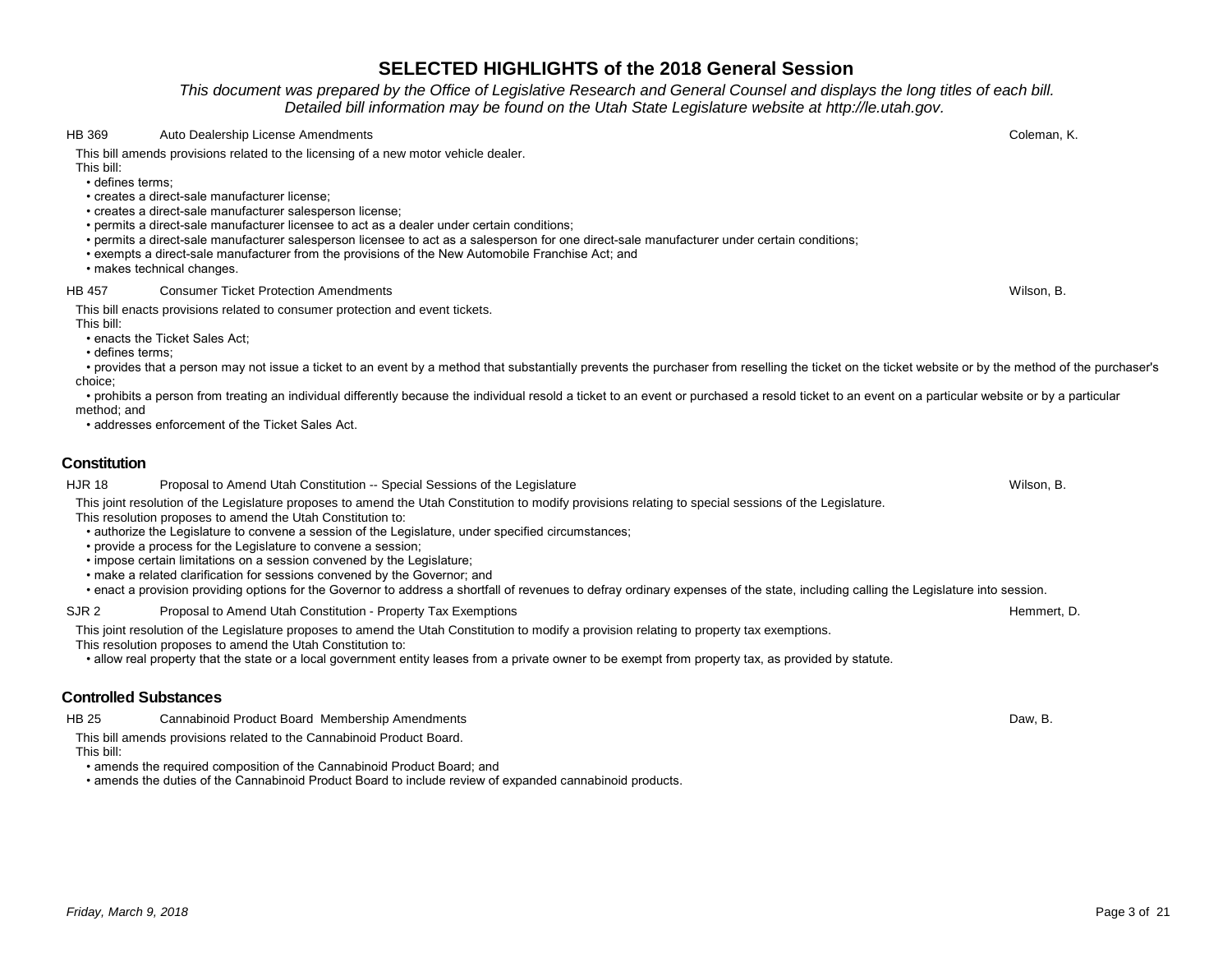# SELECTED HIGHLIGHTS of the 2018 General Session

*This document was prepared by the Office of Legislative Research and General Counsel and displays the long titles of each bill. Detailed bill information may be found on the Utah State Legislature website at http://le.utah.gov.*

**HB 369** Auto Dealership License Amendments — Coleman, K.

This bill amends provisions related to the licensing of a new motor vehicle dealer.
This bill:
- defines terms;
- creates a direct-sale manufacturer license;
- creates a direct-sale manufacturer salesperson license;
- permits a direct-sale manufacturer licensee to act as a dealer under certain conditions;
- permits a direct-sale manufacturer salesperson licensee to act as a salesperson for one direct-sale manufacturer under certain conditions;
- exempts a direct-sale manufacturer from the provisions of the New Automobile Franchise Act; and
- makes technical changes.

**HB 457** Consumer Ticket Protection Amendments — Wilson, B.

This bill enacts provisions related to consumer protection and event tickets.
This bill:
- enacts the Ticket Sales Act;
- defines terms;
- provides that a person may not issue a ticket to an event by a method that substantially prevents the purchaser from reselling the ticket on the ticket website or by the method of the purchaser's choice;
- prohibits a person from treating an individual differently because the individual resold a ticket to an event or purchased a resold ticket to an event on a particular website or by a particular method; and
- addresses enforcement of the Ticket Sales Act.

## Constitution

**HJR 18** Proposal to Amend Utah Constitution -- Special Sessions of the Legislature — Wilson, B.

This joint resolution of the Legislature proposes to amend the Utah Constitution to modify provisions relating to special sessions of the Legislature.
This resolution proposes to amend the Utah Constitution to:
- authorize the Legislature to convene a session of the Legislature, under specified circumstances;
- provide a process for the Legislature to convene a session;
- impose certain limitations on a session convened by the Legislature;
- make a related clarification for sessions convened by the Governor; and
- enact a provision providing options for the Governor to address a shortfall of revenues to defray ordinary expenses of the state, including calling the Legislature into session.

**SJR 2** Proposal to Amend Utah Constitution - Property Tax Exemptions — Hemmert, D.

This joint resolution of the Legislature proposes to amend the Utah Constitution to modify a provision relating to property tax exemptions.
This resolution proposes to amend the Utah Constitution to:
- allow real property that the state or a local government entity leases from a private owner to be exempt from property tax, as provided by statute.

## Controlled Substances

**HB 25** Cannabinoid Product Board Membership Amendments — Daw, B.

This bill amends provisions related to the Cannabinoid Product Board.
This bill:
- amends the required composition of the Cannabinoid Product Board; and
- amends the duties of the Cannabinoid Product Board to include review of expanded cannabinoid products.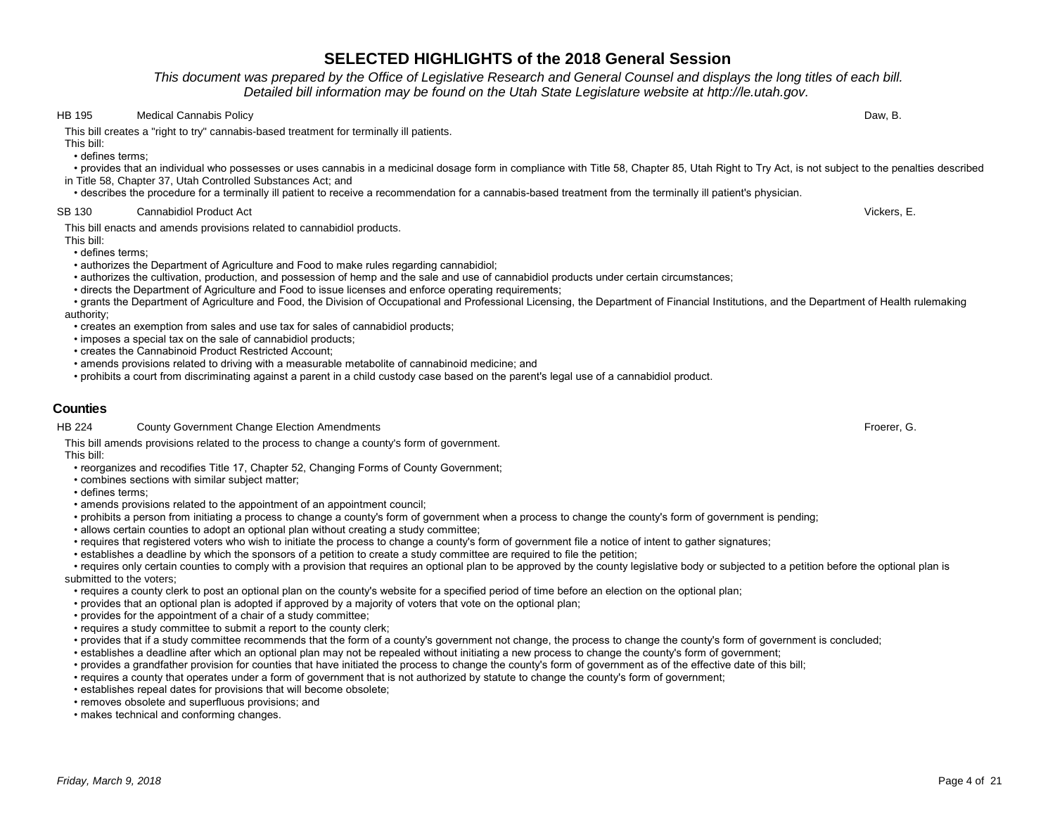HB 195 Medical Cannabis Policy Daw, B.

This bill creates a "right to try" cannabis-based treatment for terminally ill patients.

This bill:

- defines terms;
- provides that an individual who possesses or uses cannabis in a medicinal dosage form in compliance with Title 58, Chapter 85, Utah Right to Try Act, is not subject to the penalties described in Title 58, Chapter 37, Utah Controlled Substances Act; and
- describes the procedure for a terminally ill patient to receive a recommendation for a cannabis-based treatment from the terminally ill patient's physician.

SB 130 Cannabidiol Product Act Vickers, E.

This bill enacts and amends provisions related to cannabidiol products.

This bill:

- defines terms;
- authorizes the Department of Agriculture and Food to make rules regarding cannabidiol;
- authorizes the cultivation, production, and possession of hemp and the sale and use of cannabidiol products under certain circumstances;
- directs the Department of Agriculture and Food to issue licenses and enforce operating requirements;
- grants the Department of Agriculture and Food, the Division of Occupational and Professional Licensing, the Department of Financial Institutions, and the Department of Health rulemaking authority;
- creates an exemption from sales and use tax for sales of cannabidiol products;
- imposes a special tax on the sale of cannabidiol products;
- creates the Cannabinoid Product Restricted Account;
- amends provisions related to driving with a measurable metabolite of cannabinoid medicine; and
- prohibits a court from discriminating against a parent in a child custody case based on the parent's legal use of a cannabidiol product.

## Counties

HB 224 County Government Change Election Amendments Froerer, G.

This bill amends provisions related to the process to change a county's form of government.

This bill:

- reorganizes and recodifies Title 17, Chapter 52, Changing Forms of County Government;
- combines sections with similar subject matter;
- defines terms;
- amends provisions related to the appointment of an appointment council;
- prohibits a person from initiating a process to change a county's form of government when a process to change the county's form of government is pending;
- allows certain counties to adopt an optional plan without creating a study committee;
- requires that registered voters who wish to initiate the process to change a county's form of government file a notice of intent to gather signatures;
- establishes a deadline by which the sponsors of a petition to create a study committee are required to file the petition;
- requires only certain counties to comply with a provision that requires an optional plan to be approved by the county legislative body or subjected to a petition before the optional plan is submitted to the voters;
- requires a county clerk to post an optional plan on the county's website for a specified period of time before an election on the optional plan;
- provides that an optional plan is adopted if approved by a majority of voters that vote on the optional plan;
- provides for the appointment of a chair of a study committee;
- requires a study committee to submit a report to the county clerk;
- provides that if a study committee recommends that the form of a county's government not change, the process to change the county's form of government is concluded;
- establishes a deadline after which an optional plan may not be repealed without initiating a new process to change the county's form of government;
- provides a grandfather provision for counties that have initiated the process to change the county's form of government as of the effective date of this bill;
- requires a county that operates under a form of government that is not authorized by statute to change the county's form of government;
- establishes repeal dates for provisions that will become obsolete;
- removes obsolete and superfluous provisions; and
- makes technical and conforming changes.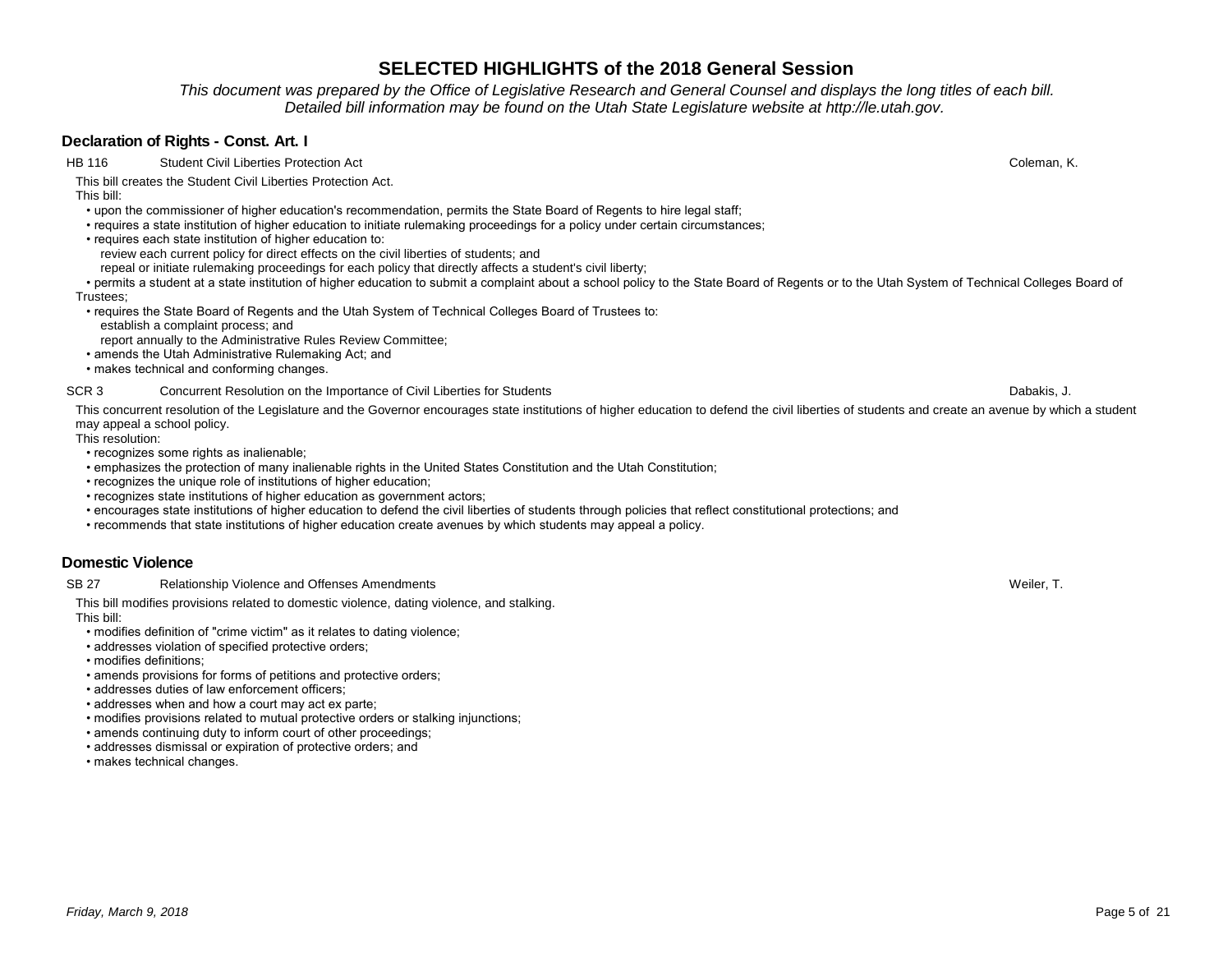# SELECTED HIGHLIGHTS of the 2018 General Session

*This document was prepared by the Office of Legislative Research and General Counsel and displays the long titles of each bill. Detailed bill information may be found on the Utah State Legislature website at http://le.utah.gov.*

## Declaration of Rights - Const. Art. I

**HB 116** Student Civil Liberties Protection Act — Coleman, K.

This bill creates the Student Civil Liberties Protection Act.

This bill:

- upon the commissioner of higher education's recommendation, permits the State Board of Regents to hire legal staff;
- requires a state institution of higher education to initiate rulemaking proceedings for a policy under certain circumstances;
- requires each state institution of higher education to:
  - review each current policy for direct effects on the civil liberties of students; and
  - repeal or initiate rulemaking proceedings for each policy that directly affects a student's civil liberty;
- permits a student at a state institution of higher education to submit a complaint about a school policy to the State Board of Regents or to the Utah System of Technical Colleges Board of Trustees;
- requires the State Board of Regents and the Utah System of Technical Colleges Board of Trustees to:
  - establish a complaint process; and
  - report annually to the Administrative Rules Review Committee;
- amends the Utah Administrative Rulemaking Act; and
- makes technical and conforming changes.

**SCR 3** Concurrent Resolution on the Importance of Civil Liberties for Students — Dabakis, J.

This concurrent resolution of the Legislature and the Governor encourages state institutions of higher education to defend the civil liberties of students and create an avenue by which a student may appeal a school policy.

This resolution:

- recognizes some rights as inalienable;
- emphasizes the protection of many inalienable rights in the United States Constitution and the Utah Constitution;
- recognizes the unique role of institutions of higher education;
- recognizes state institutions of higher education as government actors;
- encourages state institutions of higher education to defend the civil liberties of students through policies that reflect constitutional protections; and
- recommends that state institutions of higher education create avenues by which students may appeal a policy.

## Domestic Violence

**SB 27** Relationship Violence and Offenses Amendments — Weiler, T.

This bill modifies provisions related to domestic violence, dating violence, and stalking.

This bill:

- modifies definition of "crime victim" as it relates to dating violence;
- addresses violation of specified protective orders;
- modifies definitions;
- amends provisions for forms of petitions and protective orders;
- addresses duties of law enforcement officers;
- addresses when and how a court may act ex parte;
- modifies provisions related to mutual protective orders or stalking injunctions;
- amends continuing duty to inform court of other proceedings;
- addresses dismissal or expiration of protective orders; and
- makes technical changes.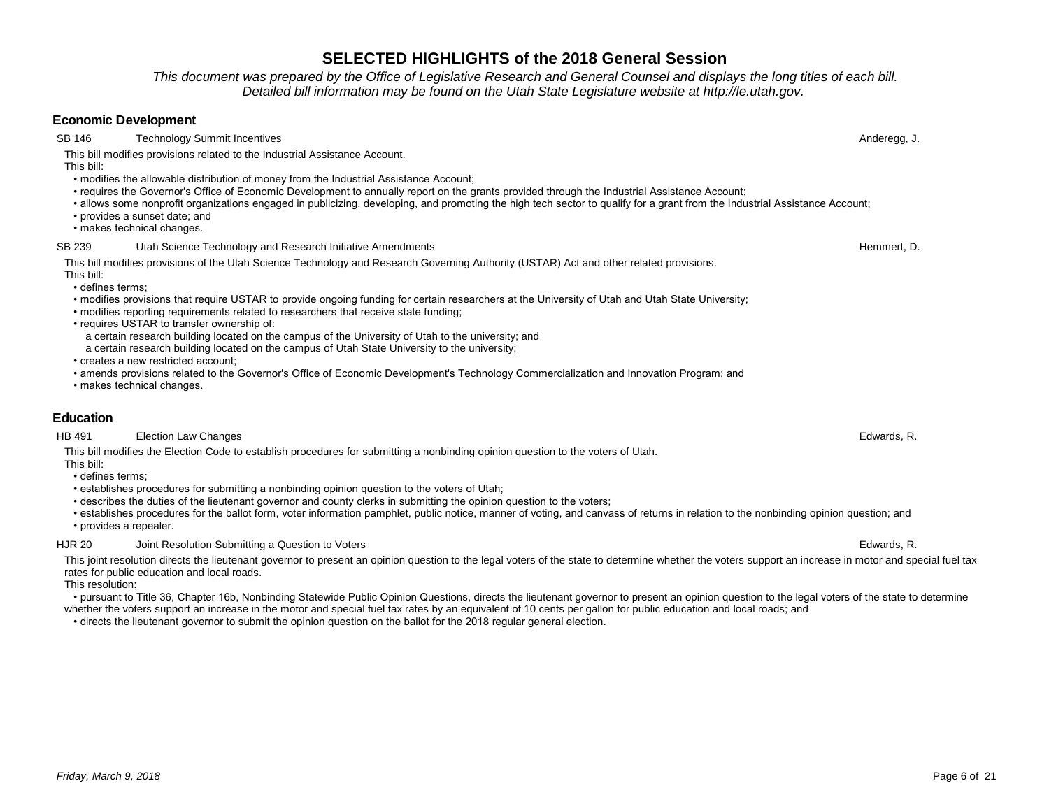# SELECTED HIGHLIGHTS of the 2018 General Session

*This document was prepared by the Office of Legislative Research and General Counsel and displays the long titles of each bill. Detailed bill information may be found on the Utah State Legislature website at http://le.utah.gov.*

## Economic Development

**SB 146** Technology Summit Incentives — Anderegg, J.

This bill modifies provisions related to the Industrial Assistance Account.

This bill:

- modifies the allowable distribution of money from the Industrial Assistance Account;
- requires the Governor's Office of Economic Development to annually report on the grants provided through the Industrial Assistance Account;
- allows some nonprofit organizations engaged in publicizing, developing, and promoting the high tech sector to qualify for a grant from the Industrial Assistance Account;
- provides a sunset date; and
- makes technical changes.

**SB 239** Utah Science Technology and Research Initiative Amendments — Hemmert, D.

This bill modifies provisions of the Utah Science Technology and Research Governing Authority (USTAR) Act and other related provisions.

This bill:

- defines terms;
- modifies provisions that require USTAR to provide ongoing funding for certain researchers at the University of Utah and Utah State University;
- modifies reporting requirements related to researchers that receive state funding;
- requires USTAR to transfer ownership of:
  - a certain research building located on the campus of the University of Utah to the university; and
  - a certain research building located on the campus of Utah State University to the university;
- creates a new restricted account;
- amends provisions related to the Governor's Office of Economic Development's Technology Commercialization and Innovation Program; and
- makes technical changes.

## Education

**HB 491** Election Law Changes — Edwards, R.

This bill modifies the Election Code to establish procedures for submitting a nonbinding opinion question to the voters of Utah.

This bill:

- defines terms;
- establishes procedures for submitting a nonbinding opinion question to the voters of Utah;
- describes the duties of the lieutenant governor and county clerks in submitting the opinion question to the voters;
- establishes procedures for the ballot form, voter information pamphlet, public notice, manner of voting, and canvass of returns in relation to the nonbinding opinion question; and
- provides a repealer.

**HJR 20** Joint Resolution Submitting a Question to Voters — Edwards, R.

This joint resolution directs the lieutenant governor to present an opinion question to the legal voters of the state to determine whether the voters support an increase in motor and special fuel tax rates for public education and local roads.

This resolution:

- pursuant to Title 36, Chapter 16b, Nonbinding Statewide Public Opinion Questions, directs the lieutenant governor to present an opinion question to the legal voters of the state to determine whether the voters support an increase in the motor and special fuel tax rates by an equivalent of 10 cents per gallon for public education and local roads; and
- directs the lieutenant governor to submit the opinion question on the ballot for the 2018 regular general election.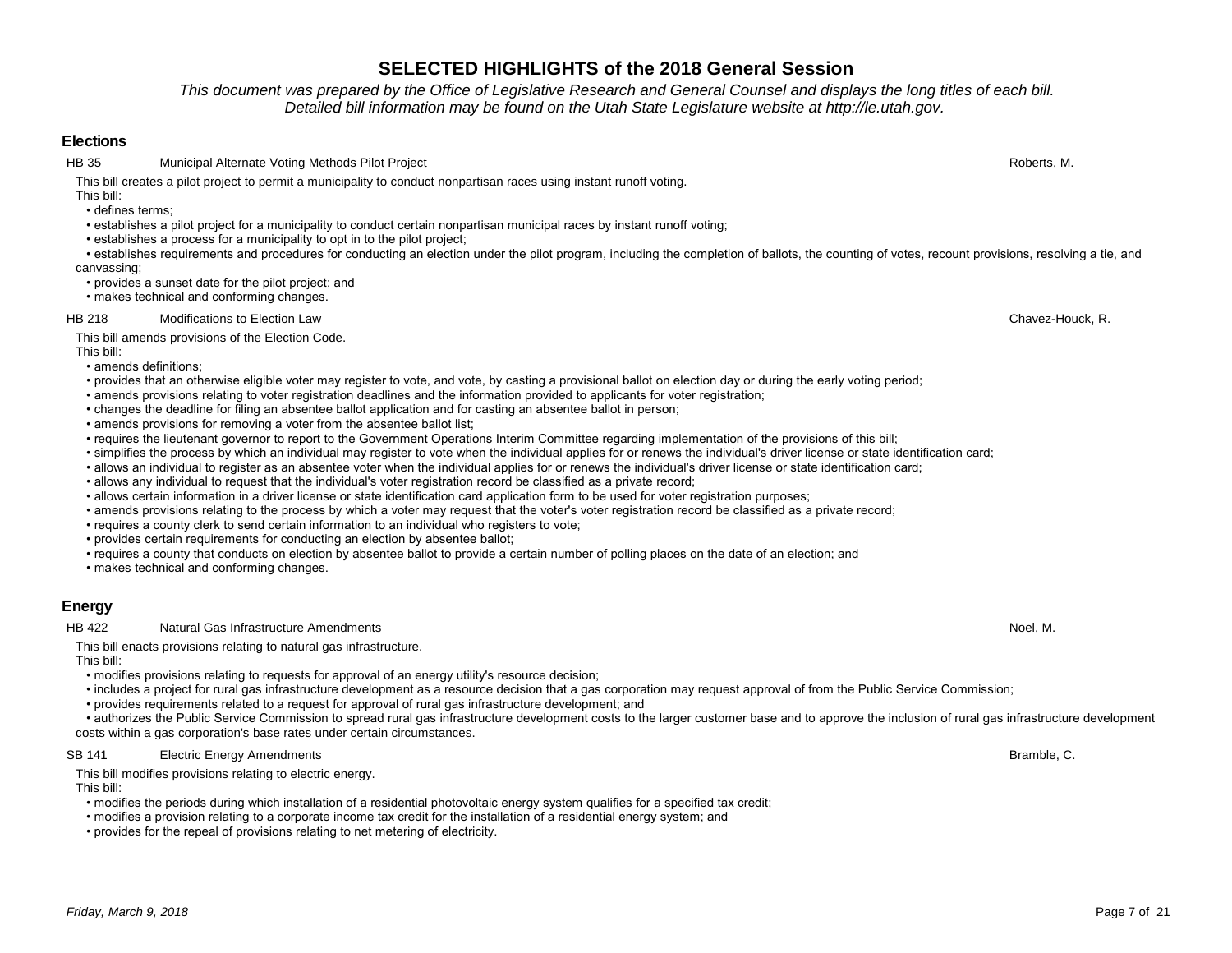# SELECTED HIGHLIGHTS of the 2018 General Session

*This document was prepared by the Office of Legislative Research and General Counsel and displays the long titles of each bill. Detailed bill information may be found on the Utah State Legislature website at http://le.utah.gov.*

## Elections

**HB 35** — Municipal Alternate Voting Methods Pilot Project — Roberts, M.

This bill creates a pilot project to permit a municipality to conduct nonpartisan races using instant runoff voting.

This bill:

- defines terms;
- establishes a pilot project for a municipality to conduct certain nonpartisan municipal races by instant runoff voting;
- establishes a process for a municipality to opt in to the pilot project;
- establishes requirements and procedures for conducting an election under the pilot program, including the completion of ballots, the counting of votes, recount provisions, resolving a tie, and canvassing;
- provides a sunset date for the pilot project; and
- makes technical and conforming changes.

**HB 218** — Modifications to Election Law — Chavez-Houck, R.

This bill amends provisions of the Election Code.

This bill:

- amends definitions;
- provides that an otherwise eligible voter may register to vote, and vote, by casting a provisional ballot on election day or during the early voting period;
- amends provisions relating to voter registration deadlines and the information provided to applicants for voter registration;
- changes the deadline for filing an absentee ballot application and for casting an absentee ballot in person;
- amends provisions for removing a voter from the absentee ballot list;
- requires the lieutenant governor to report to the Government Operations Interim Committee regarding implementation of the provisions of this bill;
- simplifies the process by which an individual may register to vote when the individual applies for or renews the individual's driver license or state identification card;
- allows an individual to register as an absentee voter when the individual applies for or renews the individual's driver license or state identification card;
- allows any individual to request that the individual's voter registration record be classified as a private record;
- allows certain information in a driver license or state identification card application form to be used for voter registration purposes;
- amends provisions relating to the process by which a voter may request that the voter's voter registration record be classified as a private record;
- requires a county clerk to send certain information to an individual who registers to vote;
- provides certain requirements for conducting an election by absentee ballot;
- requires a county that conducts on election by absentee ballot to provide a certain number of polling places on the date of an election; and
- makes technical and conforming changes.

## Energy

**HB 422** — Natural Gas Infrastructure Amendments — Noel, M.

This bill enacts provisions relating to natural gas infrastructure.

This bill:

- modifies provisions relating to requests for approval of an energy utility's resource decision;
- includes a project for rural gas infrastructure development as a resource decision that a gas corporation may request approval of from the Public Service Commission;
- provides requirements related to a request for approval of rural gas infrastructure development; and
- authorizes the Public Service Commission to spread rural gas infrastructure development costs to the larger customer base and to approve the inclusion of rural gas infrastructure development costs within a gas corporation's base rates under certain circumstances.

**SB 141** — Electric Energy Amendments — Bramble, C.

This bill modifies provisions relating to electric energy.

This bill:

- modifies the periods during which installation of a residential photovoltaic energy system qualifies for a specified tax credit;
- modifies a provision relating to a corporate income tax credit for the installation of a residential energy system; and
- provides for the repeal of provisions relating to net metering of electricity.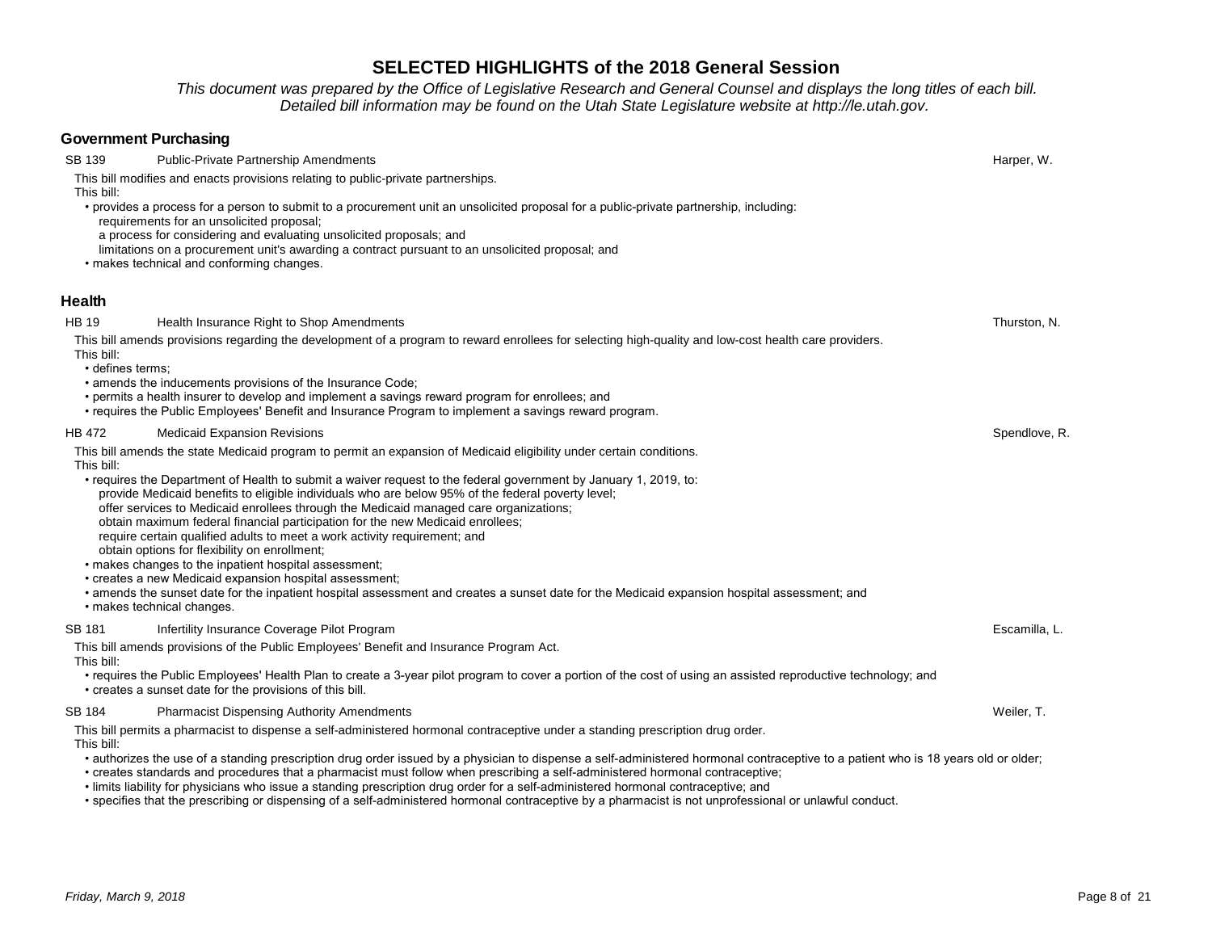# SELECTED HIGHLIGHTS of the 2018 General Session

*This document was prepared by the Office of Legislative Research and General Counsel and displays the long titles of each bill. Detailed bill information may be found on the Utah State Legislature website at http://le.utah.gov.*

## Government Purchasing

**SB 139** Public-Private Partnership Amendments — Harper, W.

This bill modifies and enacts provisions relating to public-private partnerships.

This bill:

- provides a process for a person to submit to a procurement unit an unsolicited proposal for a public-private partnership, including:
  - requirements for an unsolicited proposal;
  - a process for considering and evaluating unsolicited proposals; and
  - limitations on a procurement unit's awarding a contract pursuant to an unsolicited proposal; and
- makes technical and conforming changes.

## Health

**HB 19** Health Insurance Right to Shop Amendments — Thurston, N.

This bill amends provisions regarding the development of a program to reward enrollees for selecting high-quality and low-cost health care providers.

This bill:

- defines terms;
- amends the inducements provisions of the Insurance Code;
- permits a health insurer to develop and implement a savings reward program for enrollees; and
- requires the Public Employees' Benefit and Insurance Program to implement a savings reward program.

**HB 472** Medicaid Expansion Revisions — Spendlove, R.

This bill amends the state Medicaid program to permit an expansion of Medicaid eligibility under certain conditions.

This bill:

- requires the Department of Health to submit a waiver request to the federal government by January 1, 2019, to:
  - provide Medicaid benefits to eligible individuals who are below 95% of the federal poverty level;
  - offer services to Medicaid enrollees through the Medicaid managed care organizations;
  - obtain maximum federal financial participation for the new Medicaid enrollees;
  - require certain qualified adults to meet a work activity requirement; and
  - obtain options for flexibility on enrollment;
- makes changes to the inpatient hospital assessment;
- creates a new Medicaid expansion hospital assessment;
- amends the sunset date for the inpatient hospital assessment and creates a sunset date for the Medicaid expansion hospital assessment; and
- makes technical changes.

**SB 181** Infertility Insurance Coverage Pilot Program — Escamilla, L.

This bill amends provisions of the Public Employees' Benefit and Insurance Program Act.

This bill:

- requires the Public Employees' Health Plan to create a 3-year pilot program to cover a portion of the cost of using an assisted reproductive technology; and
- creates a sunset date for the provisions of this bill.

**SB 184** Pharmacist Dispensing Authority Amendments — Weiler, T.

This bill permits a pharmacist to dispense a self-administered hormonal contraceptive under a standing prescription drug order.

This bill:

- authorizes the use of a standing prescription drug order issued by a physician to dispense a self-administered hormonal contraceptive to a patient who is 18 years old or older;
- creates standards and procedures that a pharmacist must follow when prescribing a self-administered hormonal contraceptive;
- limits liability for physicians who issue a standing prescription drug order for a self-administered hormonal contraceptive; and
- specifies that the prescribing or dispensing of a self-administered hormonal contraceptive by a pharmacist is not unprofessional or unlawful conduct.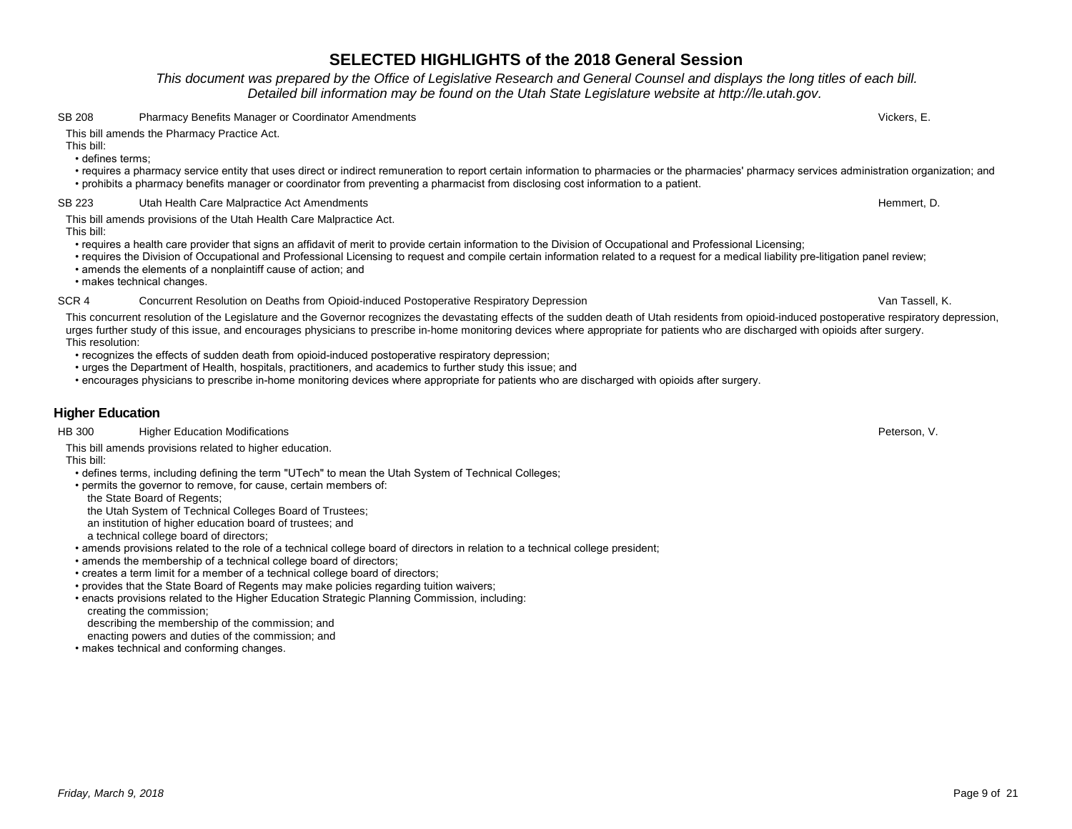SB 208 Pharmacy Benefits Manager or Coordinator Amendments — Vickers, E.

This bill amends the Pharmacy Practice Act.

This bill:

- defines terms;
- requires a pharmacy service entity that uses direct or indirect remuneration to report certain information to pharmacies or the pharmacies' pharmacy services administration organization; and
- prohibits a pharmacy benefits manager or coordinator from preventing a pharmacist from disclosing cost information to a patient.

SB 223 Utah Health Care Malpractice Act Amendments — Hemmert, D.

This bill amends provisions of the Utah Health Care Malpractice Act.

This bill:

- requires a health care provider that signs an affidavit of merit to provide certain information to the Division of Occupational and Professional Licensing;
- requires the Division of Occupational and Professional Licensing to request and compile certain information related to a request for a medical liability pre-litigation panel review;
- amends the elements of a nonplaintiff cause of action; and
- makes technical changes.

SCR 4 Concurrent Resolution on Deaths from Opioid-induced Postoperative Respiratory Depression — Van Tassell, K.

This concurrent resolution of the Legislature and the Governor recognizes the devastating effects of the sudden death of Utah residents from opioid-induced postoperative respiratory depression, urges further study of this issue, and encourages physicians to prescribe in-home monitoring devices where appropriate for patients who are discharged with opioids after surgery.

This resolution:

- recognizes the effects of sudden death from opioid-induced postoperative respiratory depression;
- urges the Department of Health, hospitals, practitioners, and academics to further study this issue; and
- encourages physicians to prescribe in-home monitoring devices where appropriate for patients who are discharged with opioids after surgery.

## Higher Education

HB 300 Higher Education Modifications — Peterson, V.

This bill amends provisions related to higher education.

This bill:

- defines terms, including defining the term "UTech" to mean the Utah System of Technical Colleges;
- permits the governor to remove, for cause, certain members of:
  - the State Board of Regents;
  - the Utah System of Technical Colleges Board of Trustees;
  - an institution of higher education board of trustees; and
  - a technical college board of directors;
- amends provisions related to the role of a technical college board of directors in relation to a technical college president;
- amends the membership of a technical college board of directors;
- creates a term limit for a member of a technical college board of directors;
- provides that the State Board of Regents may make policies regarding tuition waivers;
- enacts provisions related to the Higher Education Strategic Planning Commission, including:
  - creating the commission;
  - describing the membership of the commission; and
  - enacting powers and duties of the commission; and
- makes technical and conforming changes.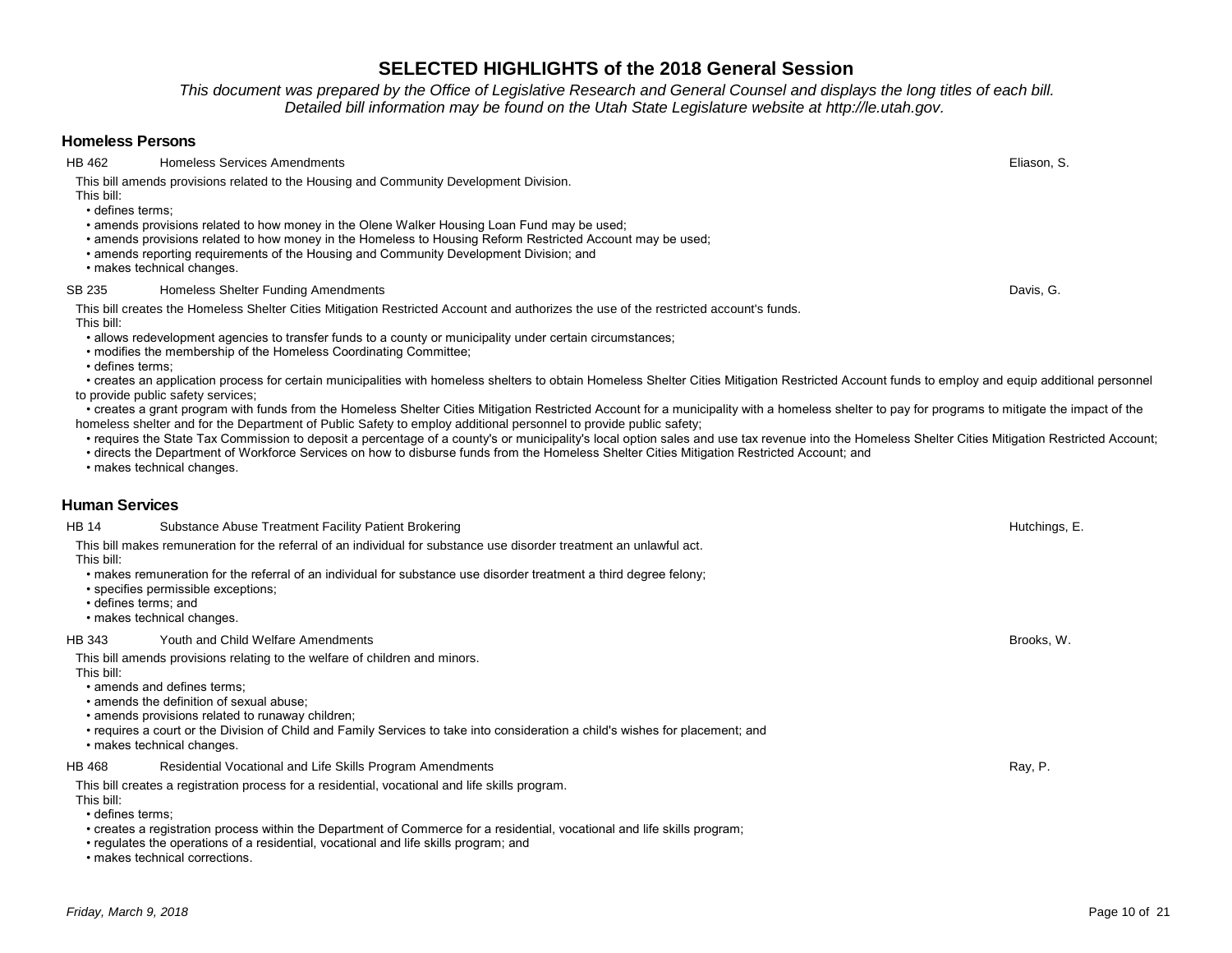# SELECTED HIGHLIGHTS of the 2018 General Session

*This document was prepared by the Office of Legislative Research and General Counsel and displays the long titles of each bill. Detailed bill information may be found on the Utah State Legislature website at http://le.utah.gov.*

## Homeless Persons

**HB 462** Homeless Services Amendments — Eliason, S.

This bill amends provisions related to the Housing and Community Development Division.

This bill:

- defines terms;
- amends provisions related to how money in the Olene Walker Housing Loan Fund may be used;
- amends provisions related to how money in the Homeless to Housing Reform Restricted Account may be used;
- amends reporting requirements of the Housing and Community Development Division; and
- makes technical changes.

**SB 235** Homeless Shelter Funding Amendments — Davis, G.

This bill creates the Homeless Shelter Cities Mitigation Restricted Account and authorizes the use of the restricted account's funds.

This bill:

- allows redevelopment agencies to transfer funds to a county or municipality under certain circumstances;
- modifies the membership of the Homeless Coordinating Committee;
- defines terms;
- creates an application process for certain municipalities with homeless shelters to obtain Homeless Shelter Cities Mitigation Restricted Account funds to employ and equip additional personnel to provide public safety services;
- creates a grant program with funds from the Homeless Shelter Cities Mitigation Restricted Account for a municipality with a homeless shelter to pay for programs to mitigate the impact of the homeless shelter and for the Department of Public Safety to employ additional personnel to provide public safety;
- requires the State Tax Commission to deposit a percentage of a county's or municipality's local option sales and use tax revenue into the Homeless Shelter Cities Mitigation Restricted Account;
- directs the Department of Workforce Services on how to disburse funds from the Homeless Shelter Cities Mitigation Restricted Account; and
- makes technical changes.

## Human Services

**HB 14** Substance Abuse Treatment Facility Patient Brokering — Hutchings, E.

This bill makes remuneration for the referral of an individual for substance use disorder treatment an unlawful act.

This bill:

- makes remuneration for the referral of an individual for substance use disorder treatment a third degree felony;
- specifies permissible exceptions;
- defines terms; and
- makes technical changes.

**HB 343** Youth and Child Welfare Amendments — Brooks, W.

This bill amends provisions relating to the welfare of children and minors.

This bill:

- amends and defines terms;
- amends the definition of sexual abuse;
- amends provisions related to runaway children;
- requires a court or the Division of Child and Family Services to take into consideration a child's wishes for placement; and
- makes technical changes.

**HB 468** Residential Vocational and Life Skills Program Amendments — Ray, P.

This bill creates a registration process for a residential, vocational and life skills program.

This bill:

- defines terms;
- creates a registration process within the Department of Commerce for a residential, vocational and life skills program;
- regulates the operations of a residential, vocational and life skills program; and
- makes technical corrections.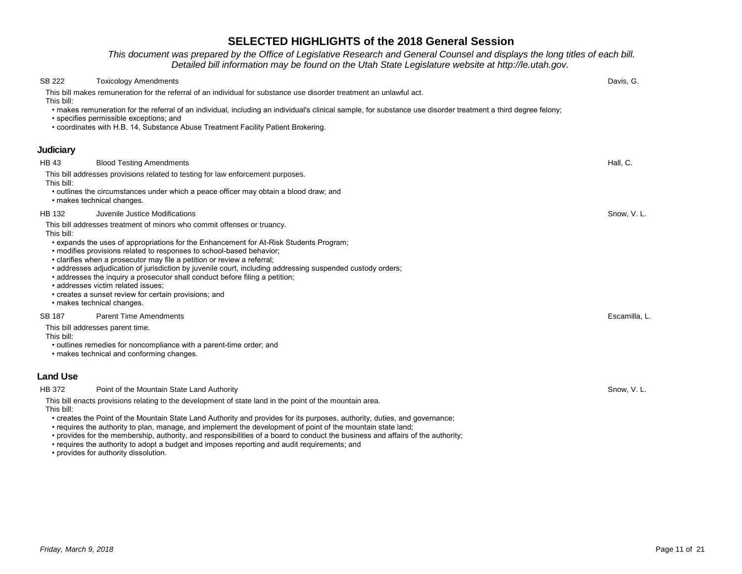SB 222 Toxicology Amendments — Davis, G.

This bill makes remuneration for the referral of an individual for substance use disorder treatment an unlawful act.

This bill:

- makes remuneration for the referral of an individual, including an individual's clinical sample, for substance use disorder treatment a third degree felony;
- specifies permissible exceptions; and
- coordinates with H.B. 14, Substance Abuse Treatment Facility Patient Brokering.

## Judiciary

HB 43 Blood Testing Amendments — Hall, C.

This bill addresses provisions related to testing for law enforcement purposes.

This bill:

- outlines the circumstances under which a peace officer may obtain a blood draw; and
- makes technical changes.

HB 132 Juvenile Justice Modifications — Snow, V. L.

This bill addresses treatment of minors who commit offenses or truancy.

This bill:

- expands the uses of appropriations for the Enhancement for At-Risk Students Program;
- modifies provisions related to responses to school-based behavior;
- clarifies when a prosecutor may file a petition or review a referral;
- addresses adjudication of jurisdiction by juvenile court, including addressing suspended custody orders;
- addresses the inquiry a prosecutor shall conduct before filing a petition;
- addresses victim related issues;
- creates a sunset review for certain provisions; and
- makes technical changes.

SB 187 Parent Time Amendments — Escamilla, L.

This bill addresses parent time.

This bill:

- outlines remedies for noncompliance with a parent-time order; and
- makes technical and conforming changes.

## Land Use

HB 372 Point of the Mountain State Land Authority — Snow, V. L.

This bill enacts provisions relating to the development of state land in the point of the mountain area.

This bill:

- creates the Point of the Mountain State Land Authority and provides for its purposes, authority, duties, and governance;
- requires the authority to plan, manage, and implement the development of point of the mountain state land;
- provides for the membership, authority, and responsibilities of a board to conduct the business and affairs of the authority;
- requires the authority to adopt a budget and imposes reporting and audit requirements; and
- provides for authority dissolution.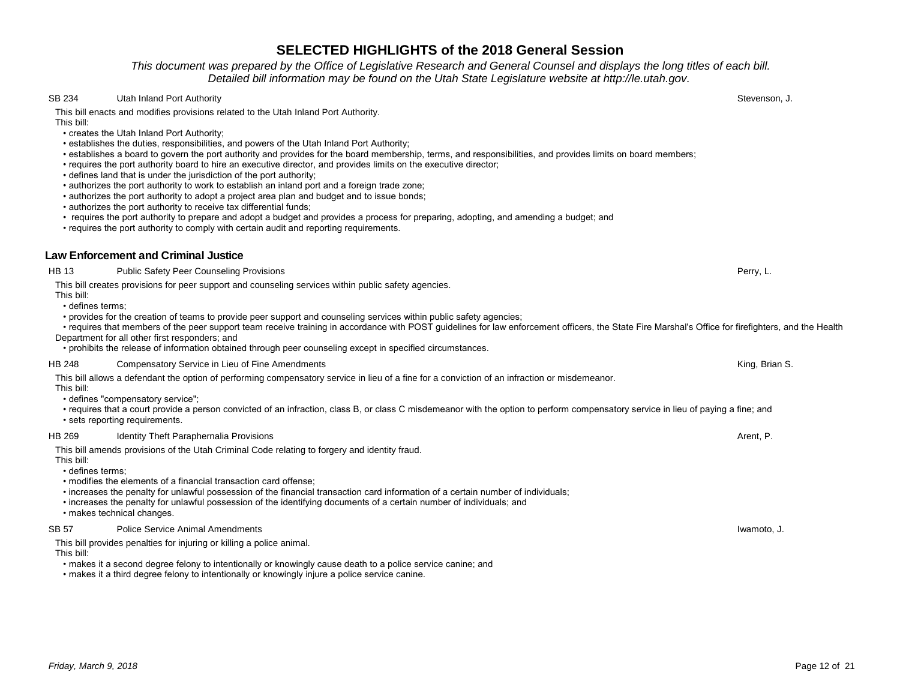# SELECTED HIGHLIGHTS of the 2018 General Session

*This document was prepared by the Office of Legislative Research and General Counsel and displays the long titles of each bill. Detailed bill information may be found on the Utah State Legislature website at http://le.utah.gov.*

**SB 234** — Utah Inland Port Authority — Stevenson, J.

This bill enacts and modifies provisions related to the Utah Inland Port Authority.
This bill:

- creates the Utah Inland Port Authority;
- establishes the duties, responsibilities, and powers of the Utah Inland Port Authority;
- establishes a board to govern the port authority and provides for the board membership, terms, and responsibilities, and provides limits on board members;
- requires the port authority board to hire an executive director, and provides limits on the executive director;
- defines land that is under the jurisdiction of the port authority;
- authorizes the port authority to work to establish an inland port and a foreign trade zone;
- authorizes the port authority to adopt a project area plan and budget and to issue bonds;
- authorizes the port authority to receive tax differential funds;
- requires the port authority to prepare and adopt a budget and provides a process for preparing, adopting, and amending a budget; and
- requires the port authority to comply with certain audit and reporting requirements.

## Law Enforcement and Criminal Justice

**HB 13** — Public Safety Peer Counseling Provisions — Perry, L.

This bill creates provisions for peer support and counseling services within public safety agencies.
This bill:

- defines terms;
- provides for the creation of teams to provide peer support and counseling services within public safety agencies;
- requires that members of the peer support team receive training in accordance with POST guidelines for law enforcement officers, the State Fire Marshal's Office for firefighters, and the Health Department for all other first responders; and
- prohibits the release of information obtained through peer counseling except in specified circumstances.

**HB 248** — Compensatory Service in Lieu of Fine Amendments — King, Brian S.

This bill allows a defendant the option of performing compensatory service in lieu of a fine for a conviction of an infraction or misdemeanor.
This bill:

- defines "compensatory service";
- requires that a court provide a person convicted of an infraction, class B, or class C misdemeanor with the option to perform compensatory service in lieu of paying a fine; and
- sets reporting requirements.

**HB 269** — Identity Theft Paraphernalia Provisions — Arent, P.

This bill amends provisions of the Utah Criminal Code relating to forgery and identity fraud.
This bill:

- defines terms;
- modifies the elements of a financial transaction card offense;
- increases the penalty for unlawful possession of the financial transaction card information of a certain number of individuals;
- increases the penalty for unlawful possession of the identifying documents of a certain number of individuals; and
- makes technical changes.

**SB 57** — Police Service Animal Amendments — Iwamoto, J.

This bill provides penalties for injuring or killing a police animal.
This bill:

- makes it a second degree felony to intentionally or knowingly cause death to a police service canine; and
- makes it a third degree felony to intentionally or knowingly injure a police service canine.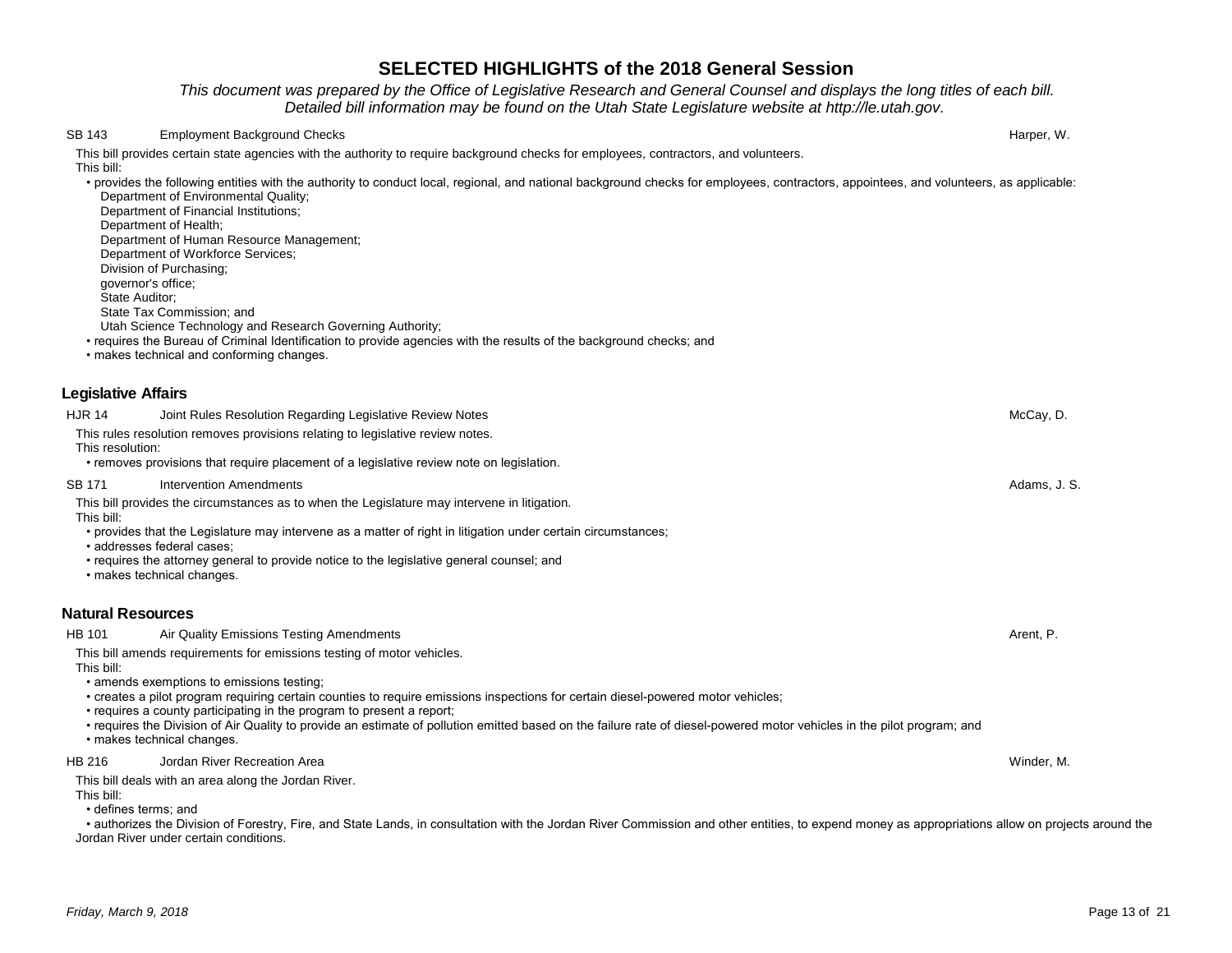# SELECTED HIGHLIGHTS of the 2018 General Session

*This document was prepared by the Office of Legislative Research and General Counsel and displays the long titles of each bill. Detailed bill information may be found on the Utah State Legislature website at http://le.utah.gov.*

**SB 143 — Employment Background Checks** — Harper, W.

This bill provides certain state agencies with the authority to require background checks for employees, contractors, and volunteers.

This bill:

- provides the following entities with the authority to conduct local, regional, and national background checks for employees, contractors, appointees, and volunteers, as applicable:
  - Department of Environmental Quality;
  - Department of Financial Institutions;
  - Department of Health;
  - Department of Human Resource Management;
  - Department of Workforce Services;
  - Division of Purchasing;
  - governor's office;
  - State Auditor;
  - State Tax Commission; and
  - Utah Science Technology and Research Governing Authority;
- requires the Bureau of Criminal Identification to provide agencies with the results of the background checks; and
- makes technical and conforming changes.

## Legislative Affairs

**HJR 14 — Joint Rules Resolution Regarding Legislative Review Notes** — McCay, D.

This rules resolution removes provisions relating to legislative review notes.

This resolution:

- removes provisions that require placement of a legislative review note on legislation.

**SB 171 — Intervention Amendments** — Adams, J. S.

This bill provides the circumstances as to when the Legislature may intervene in litigation.

This bill:

- provides that the Legislature may intervene as a matter of right in litigation under certain circumstances;
- addresses federal cases;
- requires the attorney general to provide notice to the legislative general counsel; and
- makes technical changes.

## Natural Resources

**HB 101 — Air Quality Emissions Testing Amendments** — Arent, P.

This bill amends requirements for emissions testing of motor vehicles.

This bill:

- amends exemptions to emissions testing;
- creates a pilot program requiring certain counties to require emissions inspections for certain diesel-powered motor vehicles;
- requires a county participating in the program to present a report;
- requires the Division of Air Quality to provide an estimate of pollution emitted based on the failure rate of diesel-powered motor vehicles in the pilot program; and
- makes technical changes.

**HB 216 — Jordan River Recreation Area** — Winder, M.

This bill deals with an area along the Jordan River.

This bill:

- defines terms; and
- authorizes the Division of Forestry, Fire, and State Lands, in consultation with the Jordan River Commission and other entities, to expend money as appropriations allow on projects around the Jordan River under certain conditions.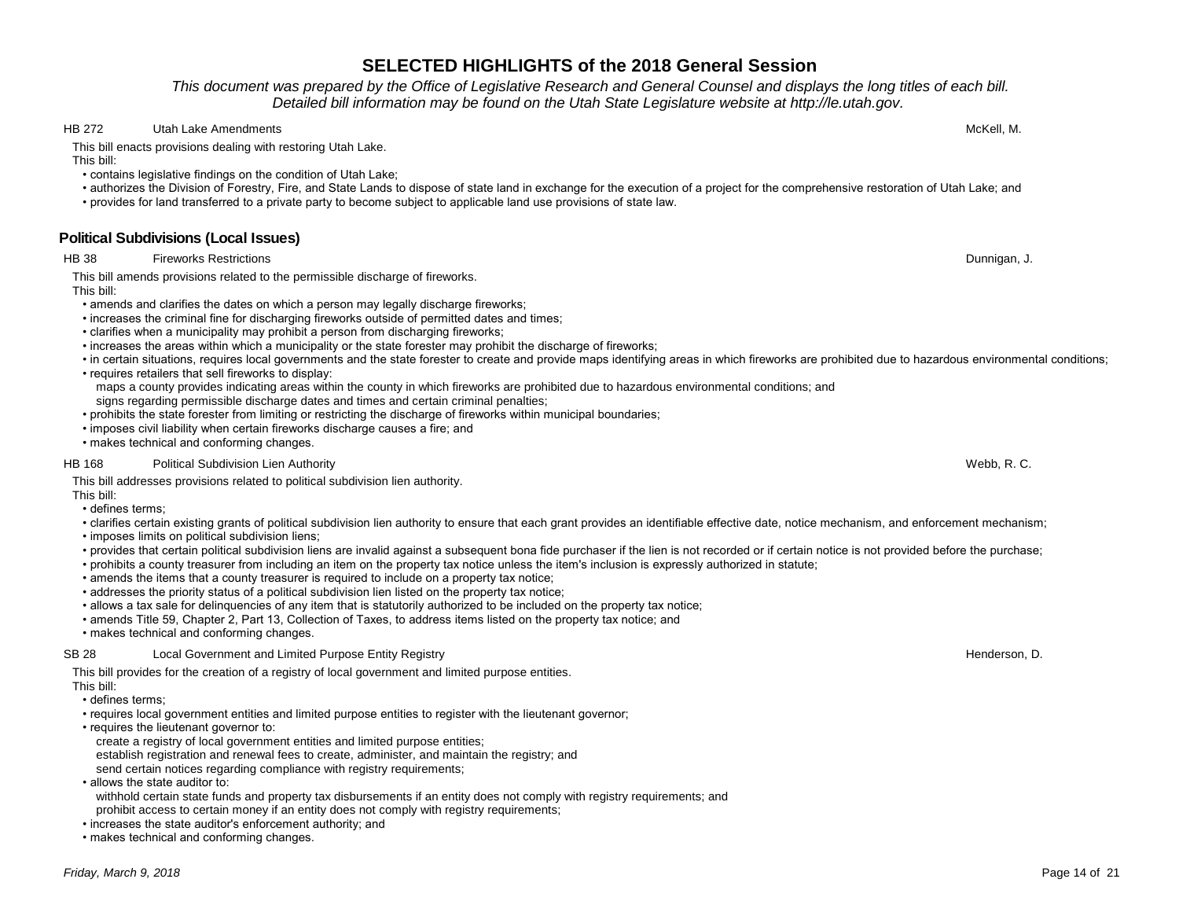# SELECTED HIGHLIGHTS of the 2018 General Session

*This document was prepared by the Office of Legislative Research and General Counsel and displays the long titles of each bill. Detailed bill information may be found on the Utah State Legislature website at http://le.utah.gov.*

**HB 272** Utah Lake Amendments — McKell, M.

This bill enacts provisions dealing with restoring Utah Lake.

This bill:

- contains legislative findings on the condition of Utah Lake;
- authorizes the Division of Forestry, Fire, and State Lands to dispose of state land in exchange for the execution of a project for the comprehensive restoration of Utah Lake; and
- provides for land transferred to a private party to become subject to applicable land use provisions of state law.

## Political Subdivisions (Local Issues)

**HB 38** Fireworks Restrictions — Dunnigan, J.

This bill amends provisions related to the permissible discharge of fireworks.

This bill:

- amends and clarifies the dates on which a person may legally discharge fireworks;
- increases the criminal fine for discharging fireworks outside of permitted dates and times;
- clarifies when a municipality may prohibit a person from discharging fireworks;
- increases the areas within which a municipality or the state forester may prohibit the discharge of fireworks;
- in certain situations, requires local governments and the state forester to create and provide maps identifying areas in which fireworks are prohibited due to hazardous environmental conditions;
- requires retailers that sell fireworks to display:
  - maps a county provides indicating areas within the county in which fireworks are prohibited due to hazardous environmental conditions; and
  - signs regarding permissible discharge dates and times and certain criminal penalties;
- prohibits the state forester from limiting or restricting the discharge of fireworks within municipal boundaries;
- imposes civil liability when certain fireworks discharge causes a fire; and
- makes technical and conforming changes.

**HB 168** Political Subdivision Lien Authority — Webb, R. C.

This bill addresses provisions related to political subdivision lien authority.

This bill:

- defines terms;
- clarifies certain existing grants of political subdivision lien authority to ensure that each grant provides an identifiable effective date, notice mechanism, and enforcement mechanism;
- imposes limits on political subdivision liens;
- provides that certain political subdivision liens are invalid against a subsequent bona fide purchaser if the lien is not recorded or if certain notice is not provided before the purchase;
- prohibits a county treasurer from including an item on the property tax notice unless the item's inclusion is expressly authorized in statute;
- amends the items that a county treasurer is required to include on a property tax notice;
- addresses the priority status of a political subdivision lien listed on the property tax notice;
- allows a tax sale for delinquencies of any item that is statutorily authorized to be included on the property tax notice;
- amends Title 59, Chapter 2, Part 13, Collection of Taxes, to address items listed on the property tax notice; and
- makes technical and conforming changes.

**SB 28** Local Government and Limited Purpose Entity Registry — Henderson, D.

This bill provides for the creation of a registry of local government and limited purpose entities.

This bill:

- defines terms;
- requires local government entities and limited purpose entities to register with the lieutenant governor;
- requires the lieutenant governor to:
  - create a registry of local government entities and limited purpose entities;
  - establish registration and renewal fees to create, administer, and maintain the registry; and
  - send certain notices regarding compliance with registry requirements;
- allows the state auditor to:
  - withhold certain state funds and property tax disbursements if an entity does not comply with registry requirements; and
  - prohibit access to certain money if an entity does not comply with registry requirements;
- increases the state auditor's enforcement authority; and
- makes technical and conforming changes.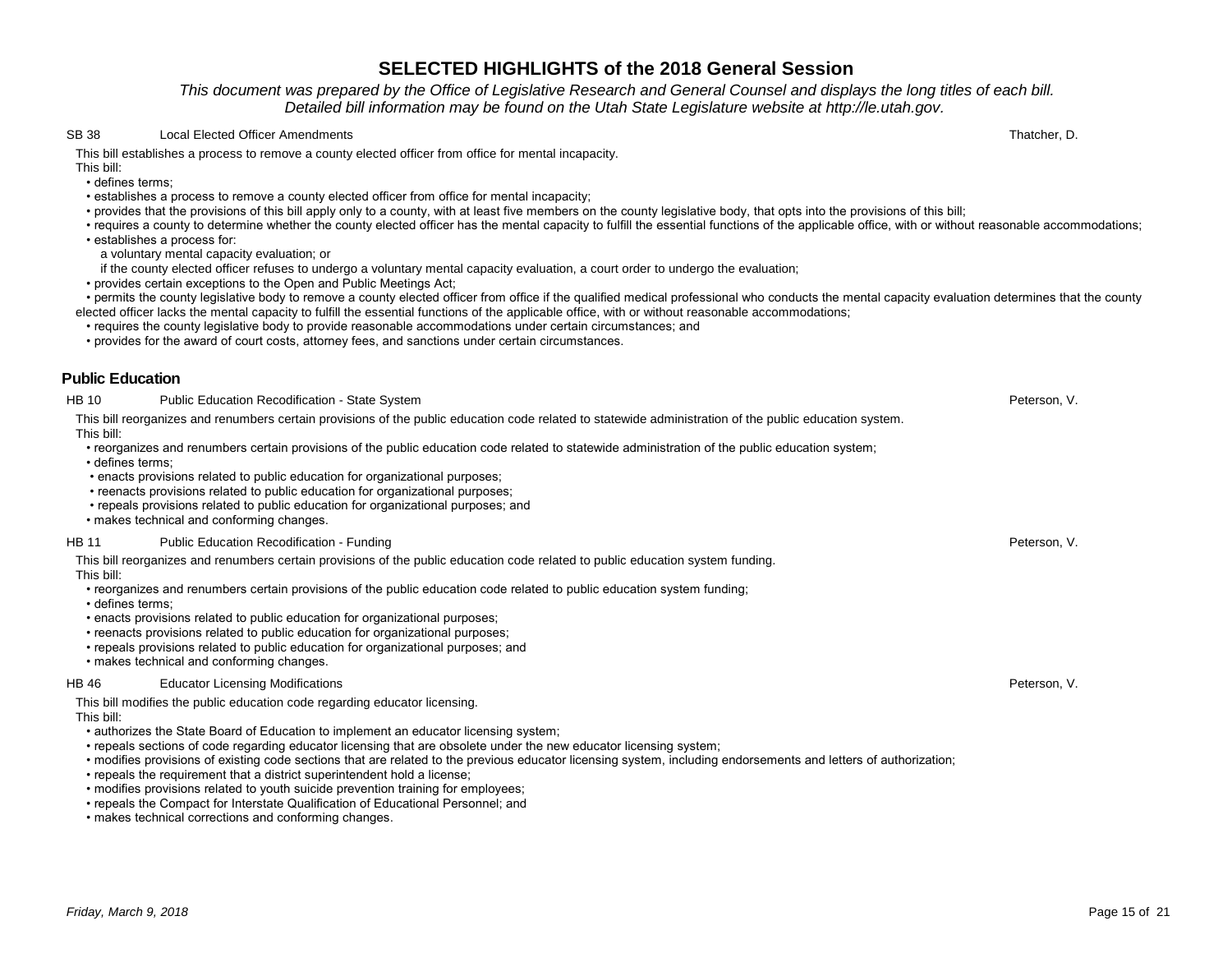# SELECTED HIGHLIGHTS of the 2018 General Session

*This document was prepared by the Office of Legislative Research and General Counsel and displays the long titles of each bill. Detailed bill information may be found on the Utah State Legislature website at http://le.utah.gov.*

**SB 38** — Local Elected Officer Amendments — Thatcher, D.

This bill establishes a process to remove a county elected officer from office for mental incapacity.

This bill:

- defines terms;
- establishes a process to remove a county elected officer from office for mental incapacity;
- provides that the provisions of this bill apply only to a county, with at least five members on the county legislative body, that opts into the provisions of this bill;
- requires a county to determine whether the county elected officer has the mental capacity to fulfill the essential functions of the applicable office, with or without reasonable accommodations;
- establishes a process for:
  - a voluntary mental capacity evaluation; or
  - if the county elected officer refuses to undergo a voluntary mental capacity evaluation, a court order to undergo the evaluation;
- provides certain exceptions to the Open and Public Meetings Act;
- permits the county legislative body to remove a county elected officer from office if the qualified medical professional who conducts the mental capacity evaluation determines that the county elected officer lacks the mental capacity to fulfill the essential functions of the applicable office, with or without reasonable accommodations;
- requires the county legislative body to provide reasonable accommodations under certain circumstances; and
- provides for the award of court costs, attorney fees, and sanctions under certain circumstances.

## Public Education

**HB 10** — Public Education Recodification - State System — Peterson, V.

This bill reorganizes and renumbers certain provisions of the public education code related to statewide administration of the public education system.

This bill:

- reorganizes and renumbers certain provisions of the public education code related to statewide administration of the public education system;
- defines terms;
- enacts provisions related to public education for organizational purposes;
- reenacts provisions related to public education for organizational purposes;
- repeals provisions related to public education for organizational purposes; and
- makes technical and conforming changes.

**HB 11** — Public Education Recodification - Funding — Peterson, V.

This bill reorganizes and renumbers certain provisions of the public education code related to public education system funding.

This bill:

- reorganizes and renumbers certain provisions of the public education code related to public education system funding;
- defines terms;
- enacts provisions related to public education for organizational purposes;
- reenacts provisions related to public education for organizational purposes;
- repeals provisions related to public education for organizational purposes; and
- makes technical and conforming changes.

**HB 46** — Educator Licensing Modifications — Peterson, V.

This bill modifies the public education code regarding educator licensing.

This bill:

- authorizes the State Board of Education to implement an educator licensing system;
- repeals sections of code regarding educator licensing that are obsolete under the new educator licensing system;
- modifies provisions of existing code sections that are related to the previous educator licensing system, including endorsements and letters of authorization;
- repeals the requirement that a district superintendent hold a license;
- modifies provisions related to youth suicide prevention training for employees;
- repeals the Compact for Interstate Qualification of Educational Personnel; and
- makes technical corrections and conforming changes.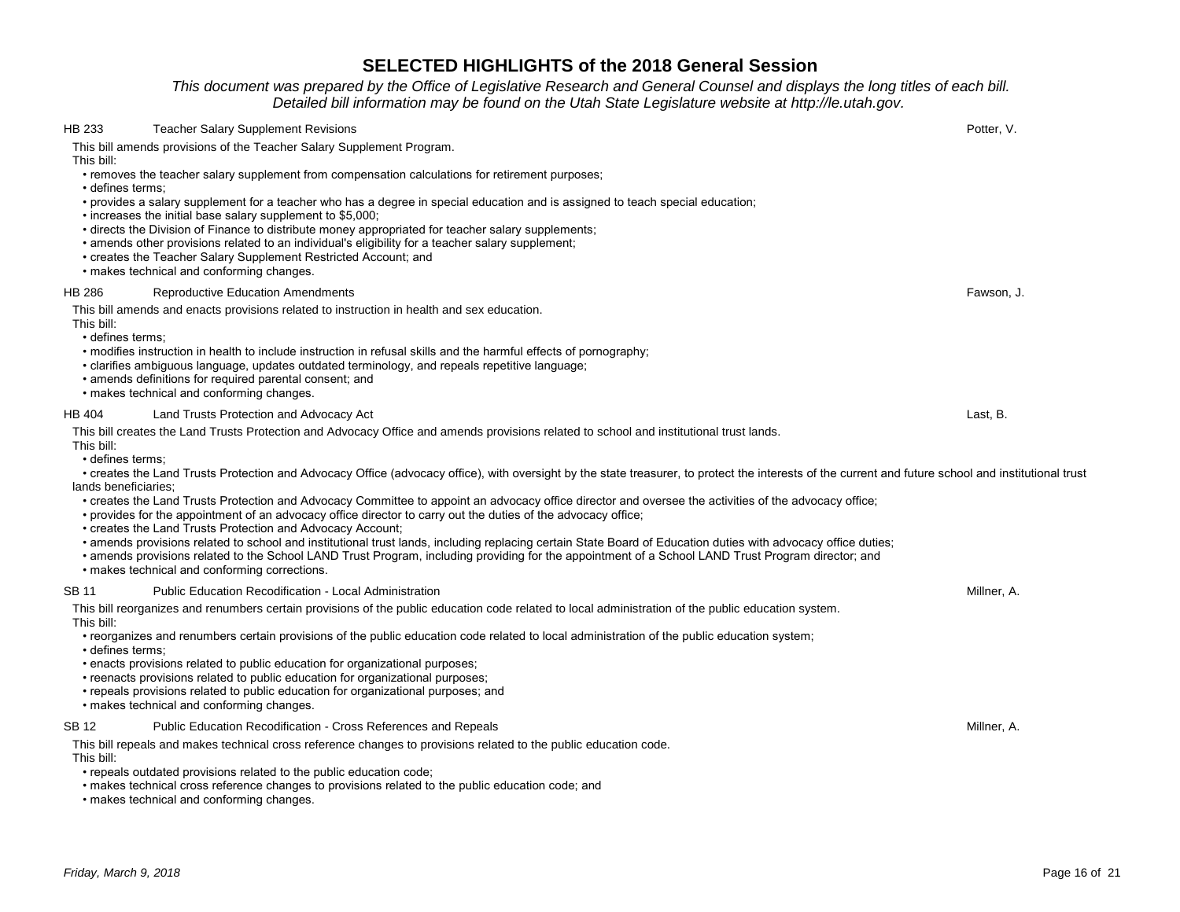# SELECTED HIGHLIGHTS of the 2018 General Session

*This document was prepared by the Office of Legislative Research and General Counsel and displays the long titles of each bill. Detailed bill information may be found on the Utah State Legislature website at http://le.utah.gov.*

**HB 233** Teacher Salary Supplement Revisions — Potter, V.

This bill amends provisions of the Teacher Salary Supplement Program.
This bill:
- removes the teacher salary supplement from compensation calculations for retirement purposes;
- defines terms;
- provides a salary supplement for a teacher who has a degree in special education and is assigned to teach special education;
- increases the initial base salary supplement to $5,000;
- directs the Division of Finance to distribute money appropriated for teacher salary supplements;
- amends other provisions related to an individual's eligibility for a teacher salary supplement;
- creates the Teacher Salary Supplement Restricted Account; and
- makes technical and conforming changes.

**HB 286** Reproductive Education Amendments — Fawson, J.

This bill amends and enacts provisions related to instruction in health and sex education.
This bill:
- defines terms;
- modifies instruction in health to include instruction in refusal skills and the harmful effects of pornography;
- clarifies ambiguous language, updates outdated terminology, and repeals repetitive language;
- amends definitions for required parental consent; and
- makes technical and conforming changes.

**HB 404** Land Trusts Protection and Advocacy Act — Last, B.

This bill creates the Land Trusts Protection and Advocacy Office and amends provisions related to school and institutional trust lands.
This bill:
- defines terms;
- creates the Land Trusts Protection and Advocacy Office (advocacy office), with oversight by the state treasurer, to protect the interests of the current and future school and institutional trust lands beneficiaries;
- creates the Land Trusts Protection and Advocacy Committee to appoint an advocacy office director and oversee the activities of the advocacy office;
- provides for the appointment of an advocacy office director to carry out the duties of the advocacy office;
- creates the Land Trusts Protection and Advocacy Account;
- amends provisions related to school and institutional trust lands, including replacing certain State Board of Education duties with advocacy office duties;
- amends provisions related to the School LAND Trust Program, including providing for the appointment of a School LAND Trust Program director; and
- makes technical and conforming corrections.

**SB 11** Public Education Recodification - Local Administration — Millner, A.

This bill reorganizes and renumbers certain provisions of the public education code related to local administration of the public education system.
This bill:
- reorganizes and renumbers certain provisions of the public education code related to local administration of the public education system;
- defines terms;
- enacts provisions related to public education for organizational purposes;
- reenacts provisions related to public education for organizational purposes;
- repeals provisions related to public education for organizational purposes; and
- makes technical and conforming changes.

**SB 12** Public Education Recodification - Cross References and Repeals — Millner, A.

This bill repeals and makes technical cross reference changes to provisions related to the public education code.
This bill:
- repeals outdated provisions related to the public education code;
- makes technical cross reference changes to provisions related to the public education code; and
- makes technical and conforming changes.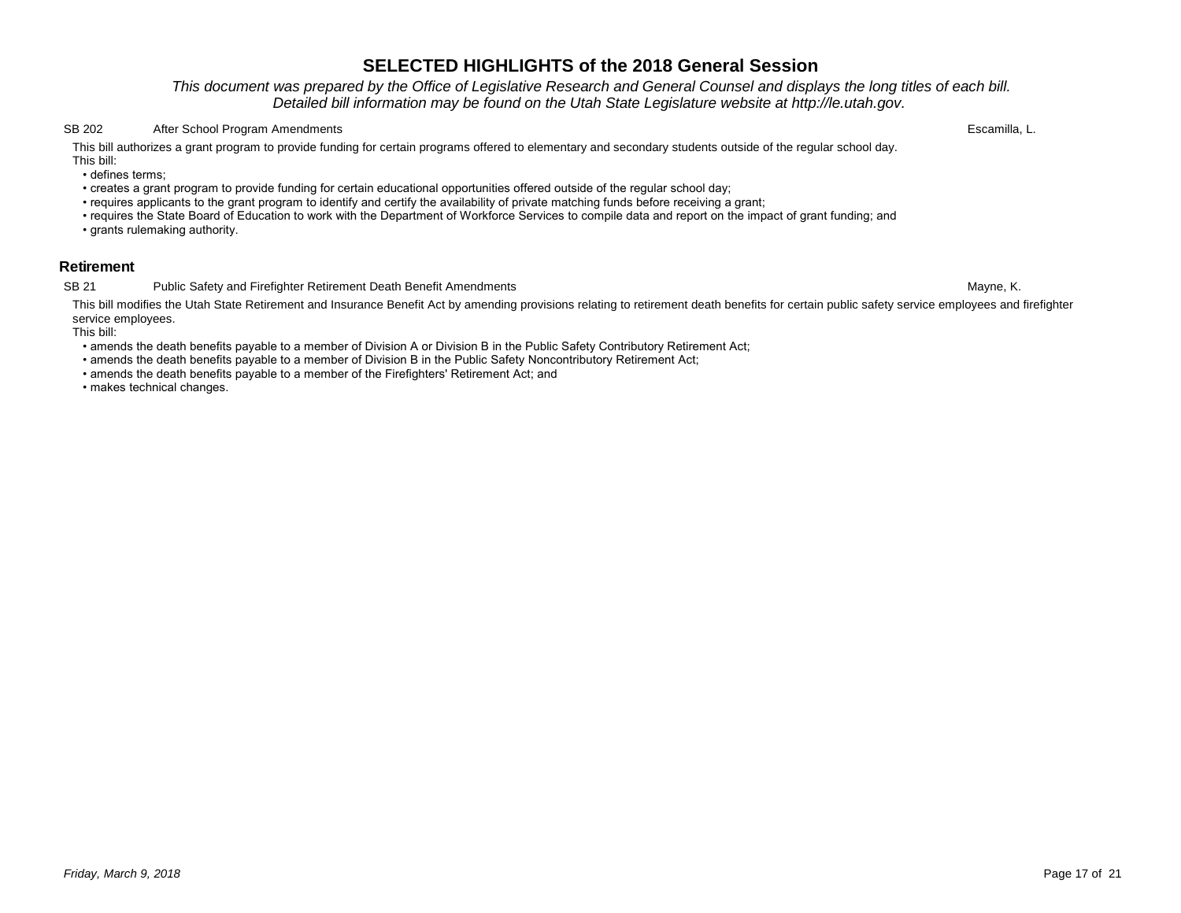SB 202 After School Program Amendments — Escamilla, L.

This bill authorizes a grant program to provide funding for certain programs offered to elementary and secondary students outside of the regular school day.

This bill:

- defines terms;
- creates a grant program to provide funding for certain educational opportunities offered outside of the regular school day;
- requires applicants to the grant program to identify and certify the availability of private matching funds before receiving a grant;
- requires the State Board of Education to work with the Department of Workforce Services to compile data and report on the impact of grant funding; and
- grants rulemaking authority.

## Retirement

SB 21 Public Safety and Firefighter Retirement Death Benefit Amendments — Mayne, K.

This bill modifies the Utah State Retirement and Insurance Benefit Act by amending provisions relating to retirement death benefits for certain public safety service employees and firefighter service employees.

This bill:

- amends the death benefits payable to a member of Division A or Division B in the Public Safety Contributory Retirement Act;
- amends the death benefits payable to a member of Division B in the Public Safety Noncontributory Retirement Act;
- amends the death benefits payable to a member of the Firefighters' Retirement Act; and
- makes technical changes.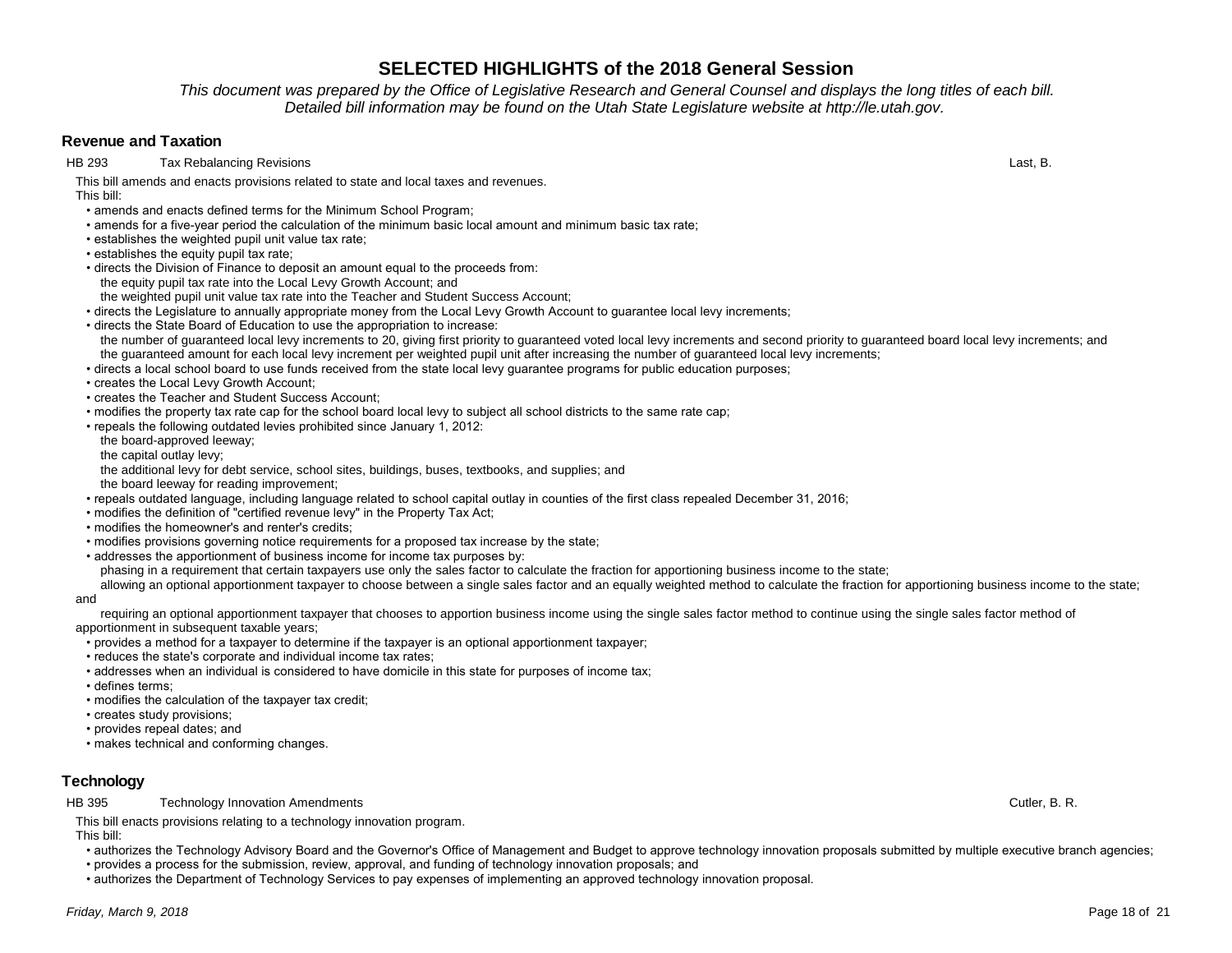# SELECTED HIGHLIGHTS of the 2018 General Session

*This document was prepared by the Office of Legislative Research and General Counsel and displays the long titles of each bill. Detailed bill information may be found on the Utah State Legislature website at http://le.utah.gov.*

## Revenue and Taxation

**HB 293** Tax Rebalancing Revisions — Last, B.

This bill amends and enacts provisions related to state and local taxes and revenues.

This bill:

- amends and enacts defined terms for the Minimum School Program;
- amends for a five-year period the calculation of the minimum basic local amount and minimum basic tax rate;
- establishes the weighted pupil unit value tax rate;
- establishes the equity pupil tax rate;
- directs the Division of Finance to deposit an amount equal to the proceeds from:
  - the equity pupil tax rate into the Local Levy Growth Account; and
  - the weighted pupil unit value tax rate into the Teacher and Student Success Account;
- directs the Legislature to annually appropriate money from the Local Levy Growth Account to guarantee local levy increments;
- directs the State Board of Education to use the appropriation to increase:
  - the number of guaranteed local levy increments to 20, giving first priority to guaranteed voted local levy increments and second priority to guaranteed board local levy increments; and
  - the guaranteed amount for each local levy increment per weighted pupil unit after increasing the number of guaranteed local levy increments;
- directs a local school board to use funds received from the state local levy guarantee programs for public education purposes;
- creates the Local Levy Growth Account;
- creates the Teacher and Student Success Account;
- modifies the property tax rate cap for the school board local levy to subject all school districts to the same rate cap;
- repeals the following outdated levies prohibited since January 1, 2012:
  - the board-approved leeway;
  - the capital outlay levy;
  - the additional levy for debt service, school sites, buildings, buses, textbooks, and supplies; and
  - the board leeway for reading improvement;
- repeals outdated language, including language related to school capital outlay in counties of the first class repealed December 31, 2016;
- modifies the definition of "certified revenue levy" in the Property Tax Act;
- modifies the homeowner's and renter's credits;
- modifies provisions governing notice requirements for a proposed tax increase by the state;
- addresses the apportionment of business income for income tax purposes by:
  - phasing in a requirement that certain taxpayers use only the sales factor to calculate the fraction for apportioning business income to the state;
  - allowing an optional apportionment taxpayer to choose between a single sales factor and an equally weighted method to calculate the fraction for apportioning business income to the state; and
  - requiring an optional apportionment taxpayer that chooses to apportion business income using the single sales factor method to continue using the single sales factor method of apportionment in subsequent taxable years;
- provides a method for a taxpayer to determine if the taxpayer is an optional apportionment taxpayer;
- reduces the state's corporate and individual income tax rates;
- addresses when an individual is considered to have domicile in this state for purposes of income tax;
- defines terms;
- modifies the calculation of the taxpayer tax credit;
- creates study provisions;
- provides repeal dates; and
- makes technical and conforming changes.

## Technology

**HB 395** Technology Innovation Amendments — Cutler, B. R.

This bill enacts provisions relating to a technology innovation program.

This bill:

- authorizes the Technology Advisory Board and the Governor's Office of Management and Budget to approve technology innovation proposals submitted by multiple executive branch agencies;
- provides a process for the submission, review, approval, and funding of technology innovation proposals; and
- authorizes the Department of Technology Services to pay expenses of implementing an approved technology innovation proposal.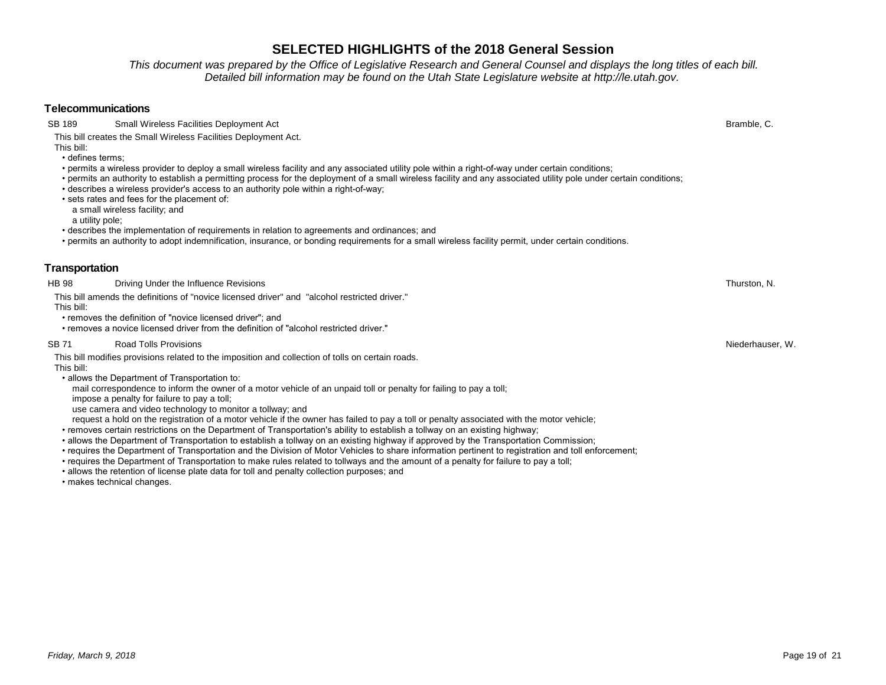# SELECTED HIGHLIGHTS of the 2018 General Session

*This document was prepared by the Office of Legislative Research and General Counsel and displays the long titles of each bill. Detailed bill information may be found on the Utah State Legislature website at http://le.utah.gov.*

## Telecommunications

**SB 189** — Small Wireless Facilities Deployment Act — Bramble, C.

This bill creates the Small Wireless Facilities Deployment Act.
This bill:
- defines terms;
- permits a wireless provider to deploy a small wireless facility and any associated utility pole within a right-of-way under certain conditions;
- permits an authority to establish a permitting process for the deployment of a small wireless facility and any associated utility pole under certain conditions;
- describes a wireless provider's access to an authority pole within a right-of-way;
- sets rates and fees for the placement of:
  - a small wireless facility; and
  - a utility pole;
- describes the implementation of requirements in relation to agreements and ordinances; and
- permits an authority to adopt indemnification, insurance, or bonding requirements for a small wireless facility permit, under certain conditions.

## Transportation

**HB 98** — Driving Under the Influence Revisions — Thurston, N.

This bill amends the definitions of "novice licensed driver" and "alcohol restricted driver."
This bill:
- removes the definition of "novice licensed driver"; and
- removes a novice licensed driver from the definition of "alcohol restricted driver."

**SB 71** — Road Tolls Provisions — Niederhauser, W.

This bill modifies provisions related to the imposition and collection of tolls on certain roads.
This bill:
- allows the Department of Transportation to:
  - mail correspondence to inform the owner of a motor vehicle of an unpaid toll or penalty for failing to pay a toll;
  - impose a penalty for failure to pay a toll;
  - use camera and video technology to monitor a tollway; and
  - request a hold on the registration of a motor vehicle if the owner has failed to pay a toll or penalty associated with the motor vehicle;
- removes certain restrictions on the Department of Transportation's ability to establish a tollway on an existing highway;
- allows the Department of Transportation to establish a tollway on an existing highway if approved by the Transportation Commission;
- requires the Department of Transportation and the Division of Motor Vehicles to share information pertinent to registration and toll enforcement;
- requires the Department of Transportation to make rules related to tollways and the amount of a penalty for failure to pay a toll;
- allows the retention of license plate data for toll and penalty collection purposes; and
- makes technical changes.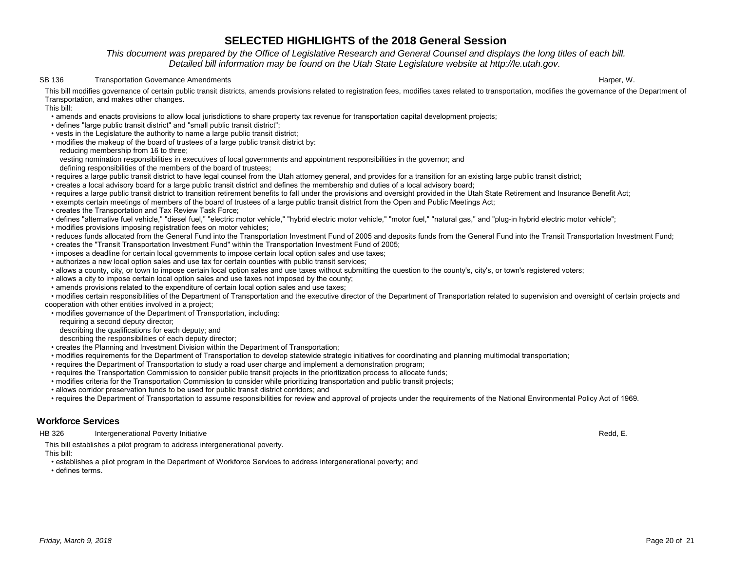# SELECTED HIGHLIGHTS of the 2018 General Session

*This document was prepared by the Office of Legislative Research and General Counsel and displays the long titles of each bill. Detailed bill information may be found on the Utah State Legislature website at http://le.utah.gov.*

SB 136 Transportation Governance Amendments — Harper, W.

This bill modifies governance of certain public transit districts, amends provisions related to registration fees, modifies taxes related to transportation, modifies the governance of the Department of Transportation, and makes other changes.

This bill:

- amends and enacts provisions to allow local jurisdictions to share property tax revenue for transportation capital development projects;
- defines "large public transit district" and "small public transit district";
- vests in the Legislature the authority to name a large public transit district;
- modifies the makeup of the board of trustees of a large public transit district by:
  - reducing membership from 16 to three;
  - vesting nomination responsibilities in executives of local governments and appointment responsibilities in the governor; and
  - defining responsibilities of the members of the board of trustees;
- requires a large public transit district to have legal counsel from the Utah attorney general, and provides for a transition for an existing large public transit district;
- creates a local advisory board for a large public transit district and defines the membership and duties of a local advisory board;
- requires a large public transit district to transition retirement benefits to fall under the provisions and oversight provided in the Utah State Retirement and Insurance Benefit Act;
- exempts certain meetings of members of the board of trustees of a large public transit district from the Open and Public Meetings Act;
- creates the Transportation and Tax Review Task Force;
- defines "alternative fuel vehicle," "diesel fuel," "electric motor vehicle," "hybrid electric motor vehicle," "motor fuel," "natural gas," and "plug-in hybrid electric motor vehicle";
- modifies provisions imposing registration fees on motor vehicles;
- reduces funds allocated from the General Fund into the Transportation Investment Fund of 2005 and deposits funds from the General Fund into the Transit Transportation Investment Fund;
- creates the "Transit Transportation Investment Fund" within the Transportation Investment Fund of 2005;
- imposes a deadline for certain local governments to impose certain local option sales and use taxes;
- authorizes a new local option sales and use tax for certain counties with public transit services;
- allows a county, city, or town to impose certain local option sales and use taxes without submitting the question to the county's, city's, or town's registered voters;
- allows a city to impose certain local option sales and use taxes not imposed by the county;
- amends provisions related to the expenditure of certain local option sales and use taxes;
- modifies certain responsibilities of the Department of Transportation and the executive director of the Department of Transportation related to supervision and oversight of certain projects and cooperation with other entities involved in a project;
- modifies governance of the Department of Transportation, including:
  - requiring a second deputy director;
  - describing the qualifications for each deputy; and
  - describing the responsibilities of each deputy director;
- creates the Planning and Investment Division within the Department of Transportation;
- modifies requirements for the Department of Transportation to develop statewide strategic initiatives for coordinating and planning multimodal transportation;
- requires the Department of Transportation to study a road user charge and implement a demonstration program;
- requires the Transportation Commission to consider public transit projects in the prioritization process to allocate funds;
- modifies criteria for the Transportation Commission to consider while prioritizing transportation and public transit projects;
- allows corridor preservation funds to be used for public transit district corridors; and
- requires the Department of Transportation to assume responsibilities for review and approval of projects under the requirements of the National Environmental Policy Act of 1969.

## Workforce Services

HB 326 Intergenerational Poverty Initiative — Redd, E.

This bill establishes a pilot program to address intergenerational poverty.

This bill:

- establishes a pilot program in the Department of Workforce Services to address intergenerational poverty; and
- defines terms.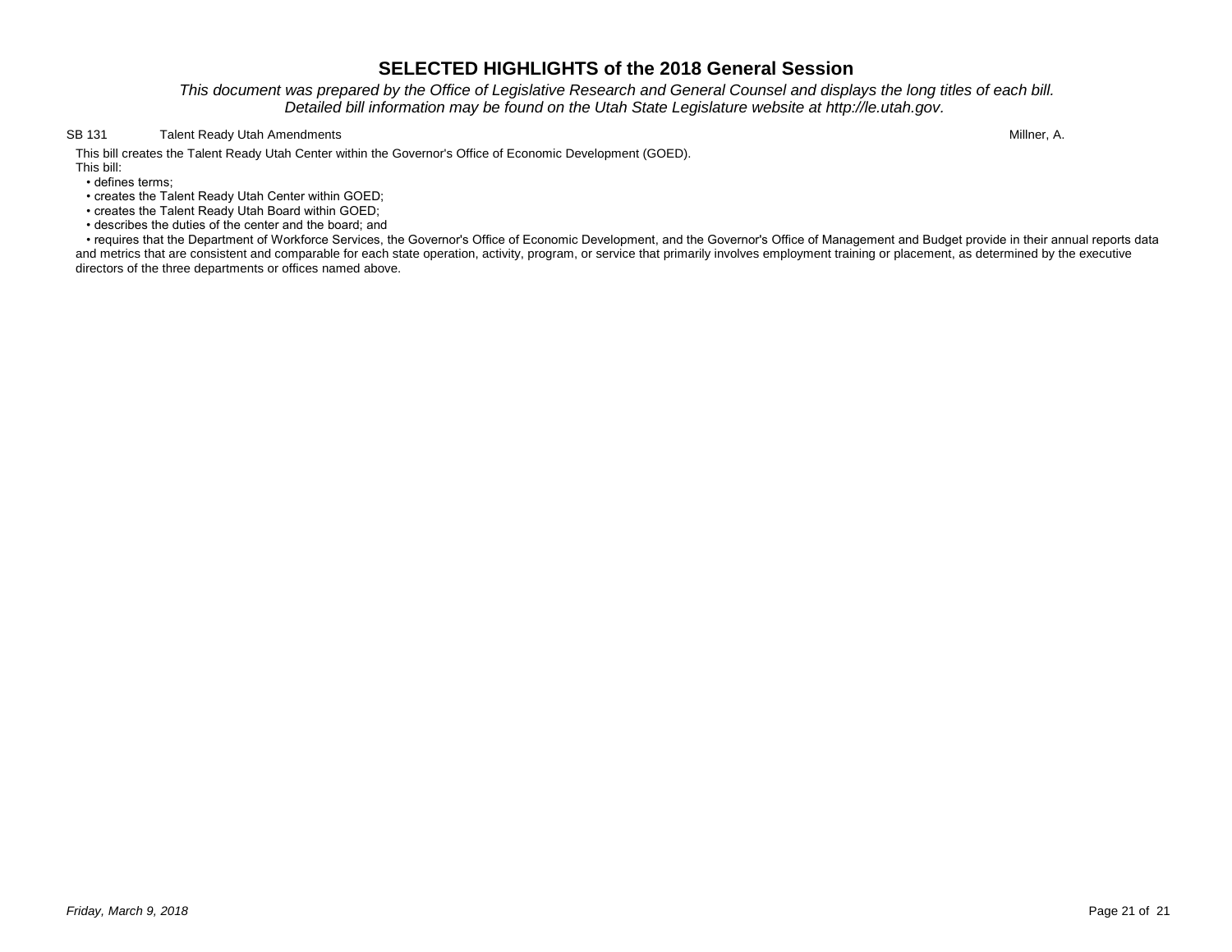# SELECTED HIGHLIGHTS of the 2018 General Session

*This document was prepared by the Office of Legislative Research and General Counsel and displays the long titles of each bill. Detailed bill information may be found on the Utah State Legislature website at http://le.utah.gov.*

SB 131 Talent Ready Utah Amendments Millner, A.

This bill creates the Talent Ready Utah Center within the Governor's Office of Economic Development (GOED).

This bill:

- defines terms;
- creates the Talent Ready Utah Center within GOED;
- creates the Talent Ready Utah Board within GOED;
- describes the duties of the center and the board; and
- requires that the Department of Workforce Services, the Governor's Office of Economic Development, and the Governor's Office of Management and Budget provide in their annual reports data and metrics that are consistent and comparable for each state operation, activity, program, or service that primarily involves employment training or placement, as determined by the executive directors of the three departments or offices named above.